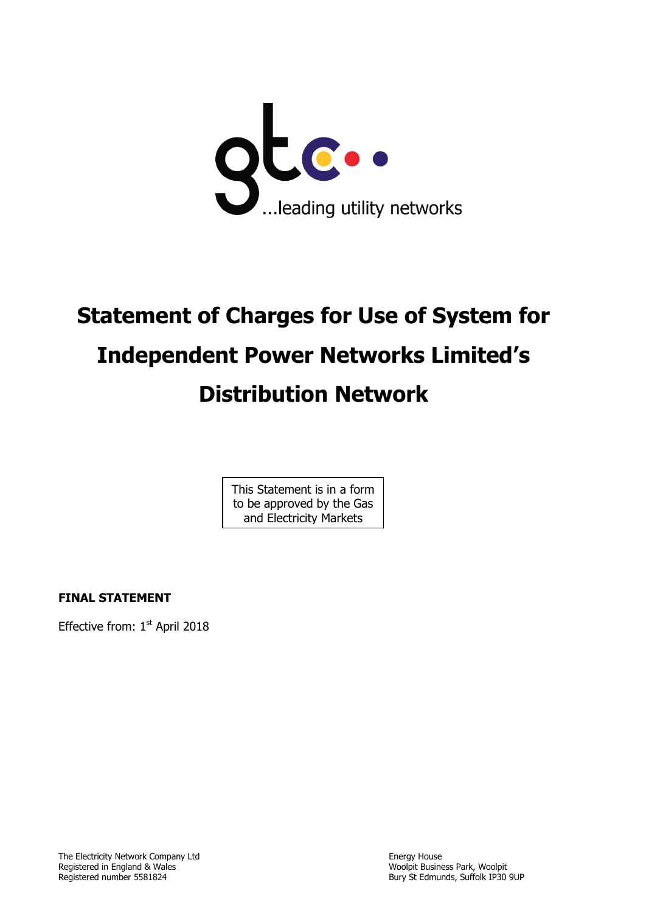...leading utility networks

# Statement of Charges for Use of System for Independent Power Networks Limited's Distribution Network

This Statement is in a form to be approved by the Gas and Electricity Markets

**FINAL STATEMENT**

Effective from: 1st April 2018

The Electricity Network Company Ltd
Registered in England & Wales
Registered number 5581824

Energy House
Woolpit Business Park, Woolpit
Bury St Edmunds, Suffolk IP30 9UP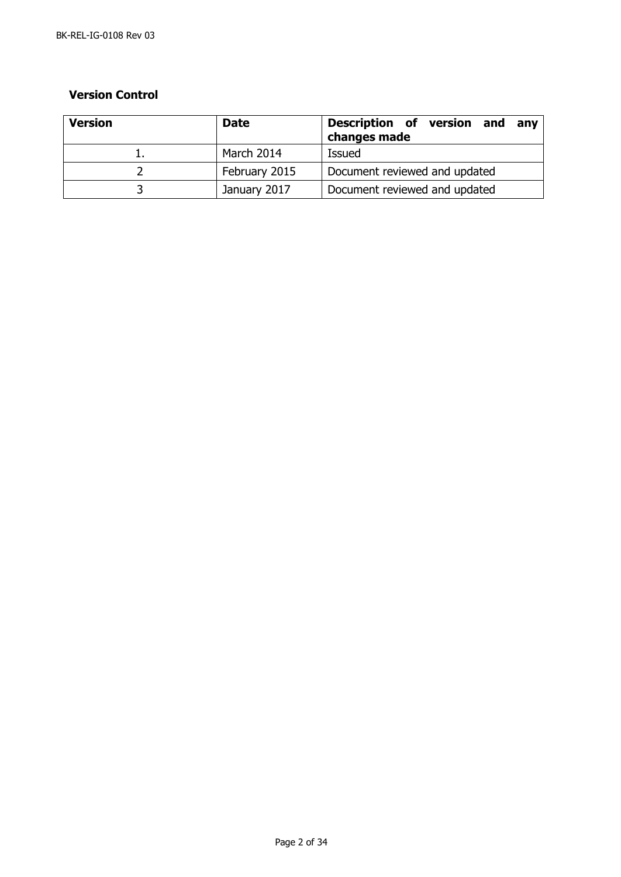**Version Control**

| Version | Date | Description of version and any changes made |
| --- | --- | --- |
| 1. | March 2014 | Issued |
| 2 | February 2015 | Document reviewed and updated |
| 3 | January 2017 | Document reviewed and updated |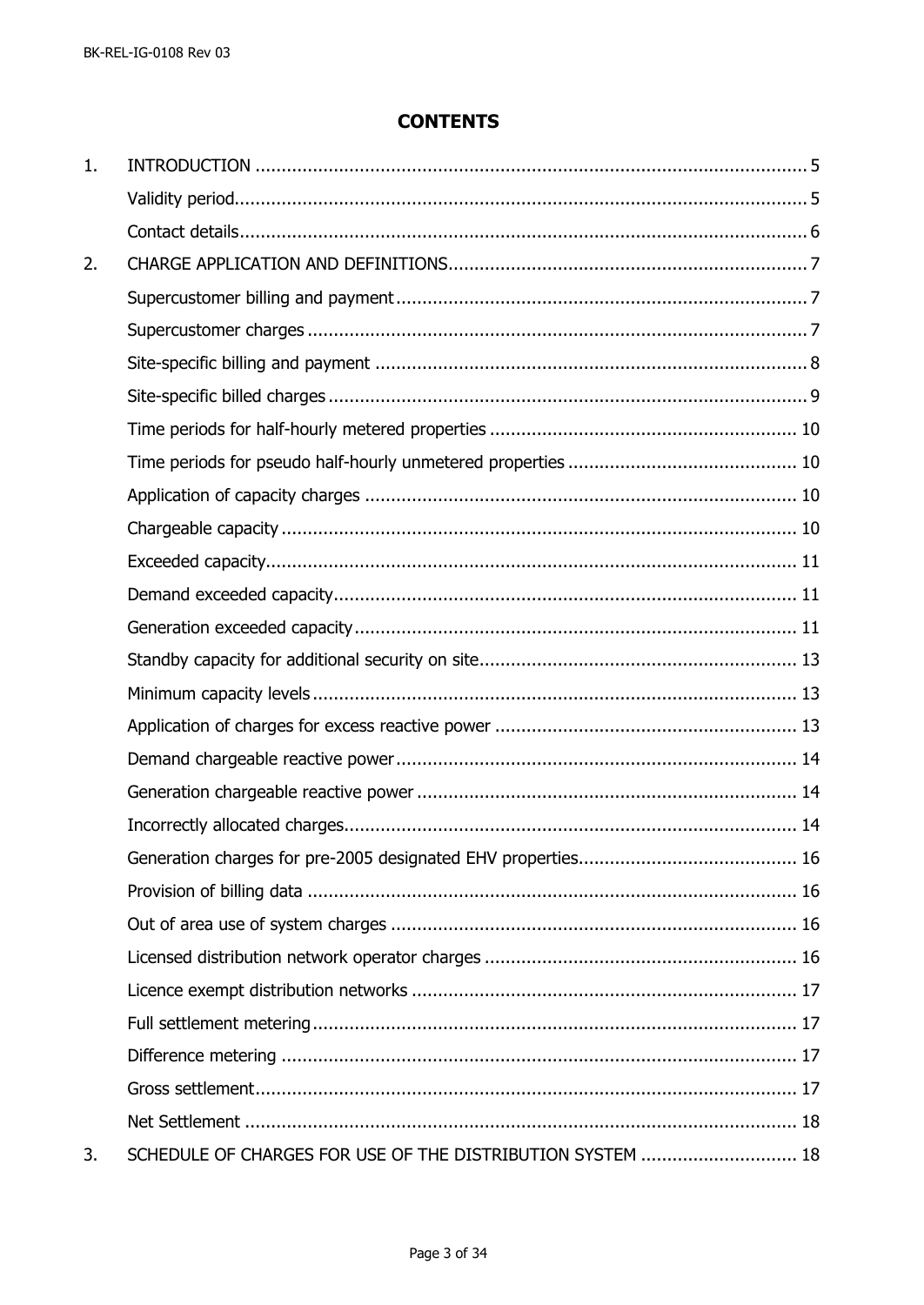# CONTENTS

| | | |
|---|---|---|
| 1. | INTRODUCTION | 5 |
| | Validity period | 5 |
| | Contact details | 6 |
| 2. | CHARGE APPLICATION AND DEFINITIONS | 7 |
| | Supercustomer billing and payment | 7 |
| | Supercustomer charges | 7 |
| | Site-specific billing and payment | 8 |
| | Site-specific billed charges | 9 |
| | Time periods for half-hourly metered properties | 10 |
| | Time periods for pseudo half-hourly unmetered properties | 10 |
| | Application of capacity charges | 10 |
| | Chargeable capacity | 10 |
| | Exceeded capacity | 11 |
| | Demand exceeded capacity | 11 |
| | Generation exceeded capacity | 11 |
| | Standby capacity for additional security on site | 13 |
| | Minimum capacity levels | 13 |
| | Application of charges for excess reactive power | 13 |
| | Demand chargeable reactive power | 14 |
| | Generation chargeable reactive power | 14 |
| | Incorrectly allocated charges | 14 |
| | Generation charges for pre-2005 designated EHV properties | 16 |
| | Provision of billing data | 16 |
| | Out of area use of system charges | 16 |
| | Licensed distribution network operator charges | 16 |
| | Licence exempt distribution networks | 17 |
| | Full settlement metering | 17 |
| | Difference metering | 17 |
| | Gross settlement | 17 |
| | Net Settlement | 18 |
| 3. | SCHEDULE OF CHARGES FOR USE OF THE DISTRIBUTION SYSTEM | 18 |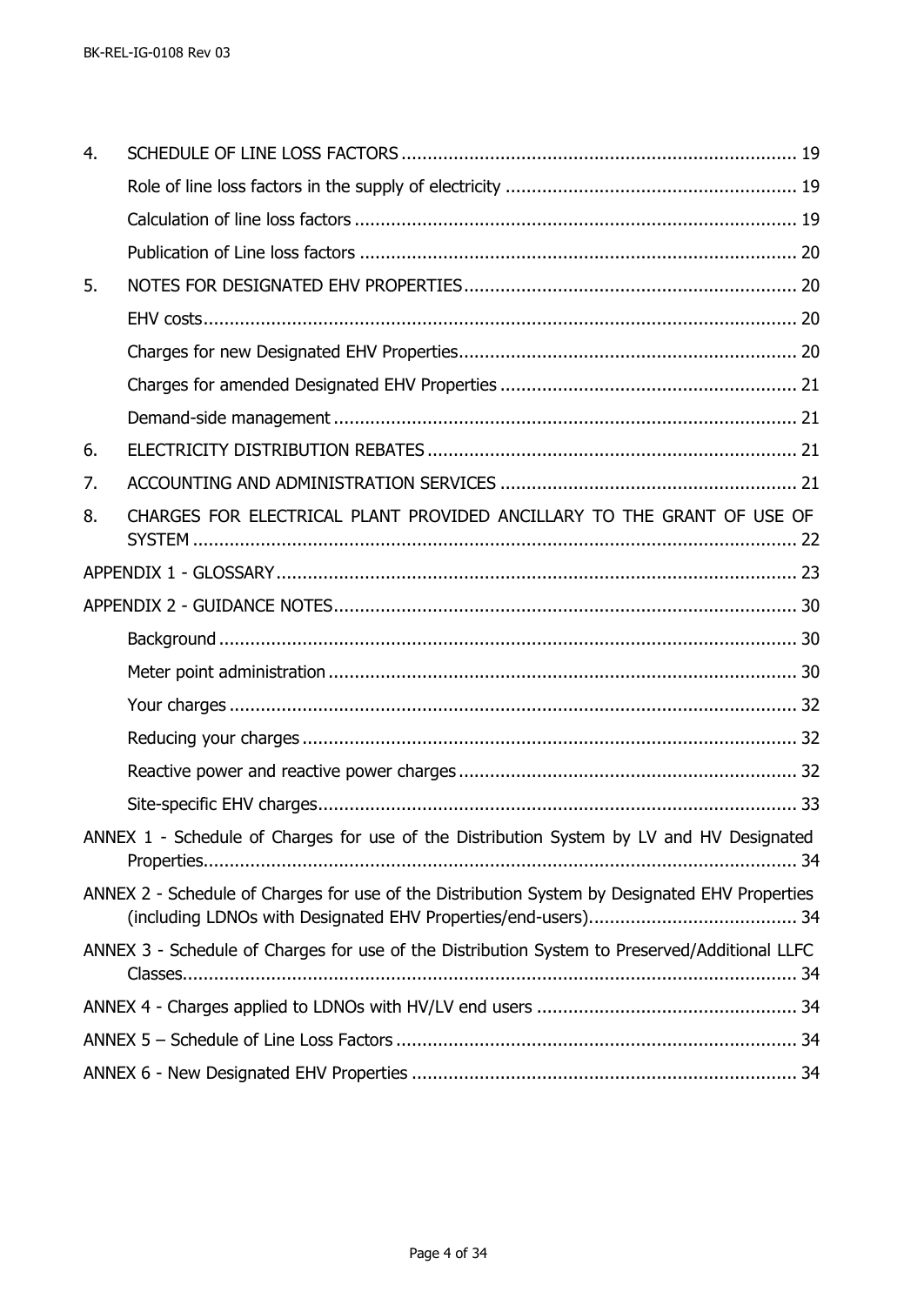| | | |
|---|---|---|
| 4. | SCHEDULE OF LINE LOSS FACTORS | 19 |
| | Role of line loss factors in the supply of electricity | 19 |
| | Calculation of line loss factors | 19 |
| | Publication of Line loss factors | 20 |
| 5. | NOTES FOR DESIGNATED EHV PROPERTIES | 20 |
| | EHV costs | 20 |
| | Charges for new Designated EHV Properties | 20 |
| | Charges for amended Designated EHV Properties | 21 |
| | Demand-side management | 21 |
| 6. | ELECTRICITY DISTRIBUTION REBATES | 21 |
| 7. | ACCOUNTING AND ADMINISTRATION SERVICES | 21 |
| 8. | CHARGES FOR ELECTRICAL PLANT PROVIDED ANCILLARY TO THE GRANT OF USE OF SYSTEM | 22 |
| APPENDIX 1 - GLOSSARY | | 23 |
| APPENDIX 2 - GUIDANCE NOTES | | 30 |
| | Background | 30 |
| | Meter point administration | 30 |
| | Your charges | 32 |
| | Reducing your charges | 32 |
| | Reactive power and reactive power charges | 32 |
| | Site-specific EHV charges | 33 |
| ANNEX 1 - Schedule of Charges for use of the Distribution System by LV and HV Designated Properties | | 34 |
| ANNEX 2 - Schedule of Charges for use of the Distribution System by Designated EHV Properties (including LDNOs with Designated EHV Properties/end-users) | | 34 |
| ANNEX 3 - Schedule of Charges for use of the Distribution System to Preserved/Additional LLFC Classes | | 34 |
| ANNEX 4 - Charges applied to LDNOs with HV/LV end users | | 34 |
| ANNEX 5 – Schedule of Line Loss Factors | | 34 |
| ANNEX 6 - New Designated EHV Properties | | 34 |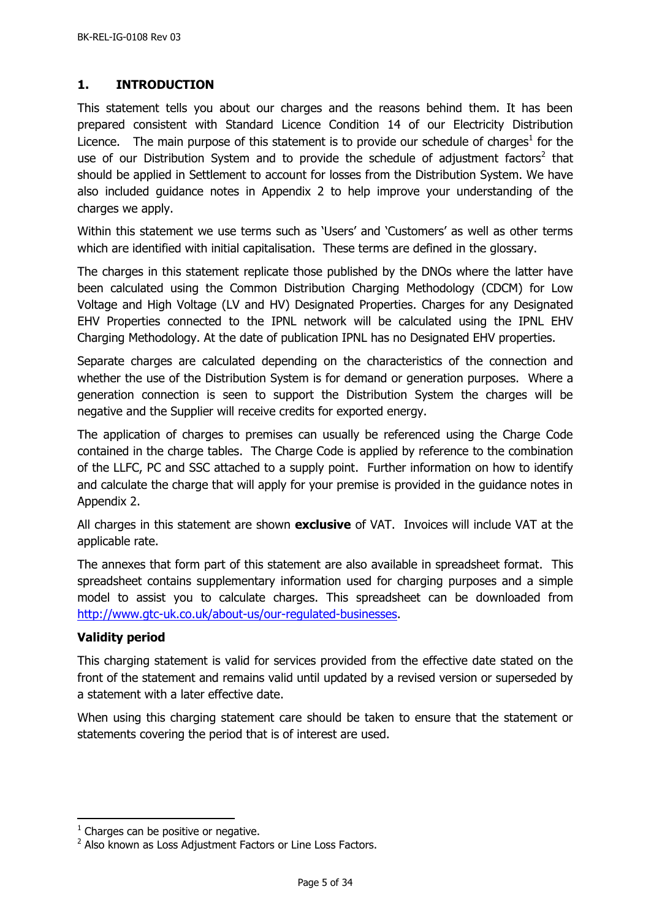# 1. INTRODUCTION

This statement tells you about our charges and the reasons behind them. It has been prepared consistent with Standard Licence Condition 14 of our Electricity Distribution Licence. The main purpose of this statement is to provide our schedule of charges[1] for the use of our Distribution System and to provide the schedule of adjustment factors[2] that should be applied in Settlement to account for losses from the Distribution System. We have also included guidance notes in Appendix 2 to help improve your understanding of the charges we apply.

Within this statement we use terms such as 'Users' and 'Customers' as well as other terms which are identified with initial capitalisation. These terms are defined in the glossary.

The charges in this statement replicate those published by the DNOs where the latter have been calculated using the Common Distribution Charging Methodology (CDCM) for Low Voltage and High Voltage (LV and HV) Designated Properties. Charges for any Designated EHV Properties connected to the IPNL network will be calculated using the IPNL EHV Charging Methodology. At the date of publication IPNL has no Designated EHV properties.

Separate charges are calculated depending on the characteristics of the connection and whether the use of the Distribution System is for demand or generation purposes. Where a generation connection is seen to support the Distribution System the charges will be negative and the Supplier will receive credits for exported energy.

The application of charges to premises can usually be referenced using the Charge Code contained in the charge tables. The Charge Code is applied by reference to the combination of the LLFC, PC and SSC attached to a supply point. Further information on how to identify and calculate the charge that will apply for your premise is provided in the guidance notes in Appendix 2.

All charges in this statement are shown **exclusive** of VAT. Invoices will include VAT at the applicable rate.

The annexes that form part of this statement are also available in spreadsheet format. This spreadsheet contains supplementary information used for charging purposes and a simple model to assist you to calculate charges. This spreadsheet can be downloaded from [http://www.gtc-uk.co.uk/about-us/our-regulated-businesses](http://www.gtc-uk.co.uk/about-us/our-regulated-businesses).

**Validity period**

This charging statement is valid for services provided from the effective date stated on the front of the statement and remains valid until updated by a revised version or superseded by a statement with a later effective date.

When using this charging statement care should be taken to ensure that the statement or statements covering the period that is of interest are used.

[1] Charges can be positive or negative.

[2] Also known as Loss Adjustment Factors or Line Loss Factors.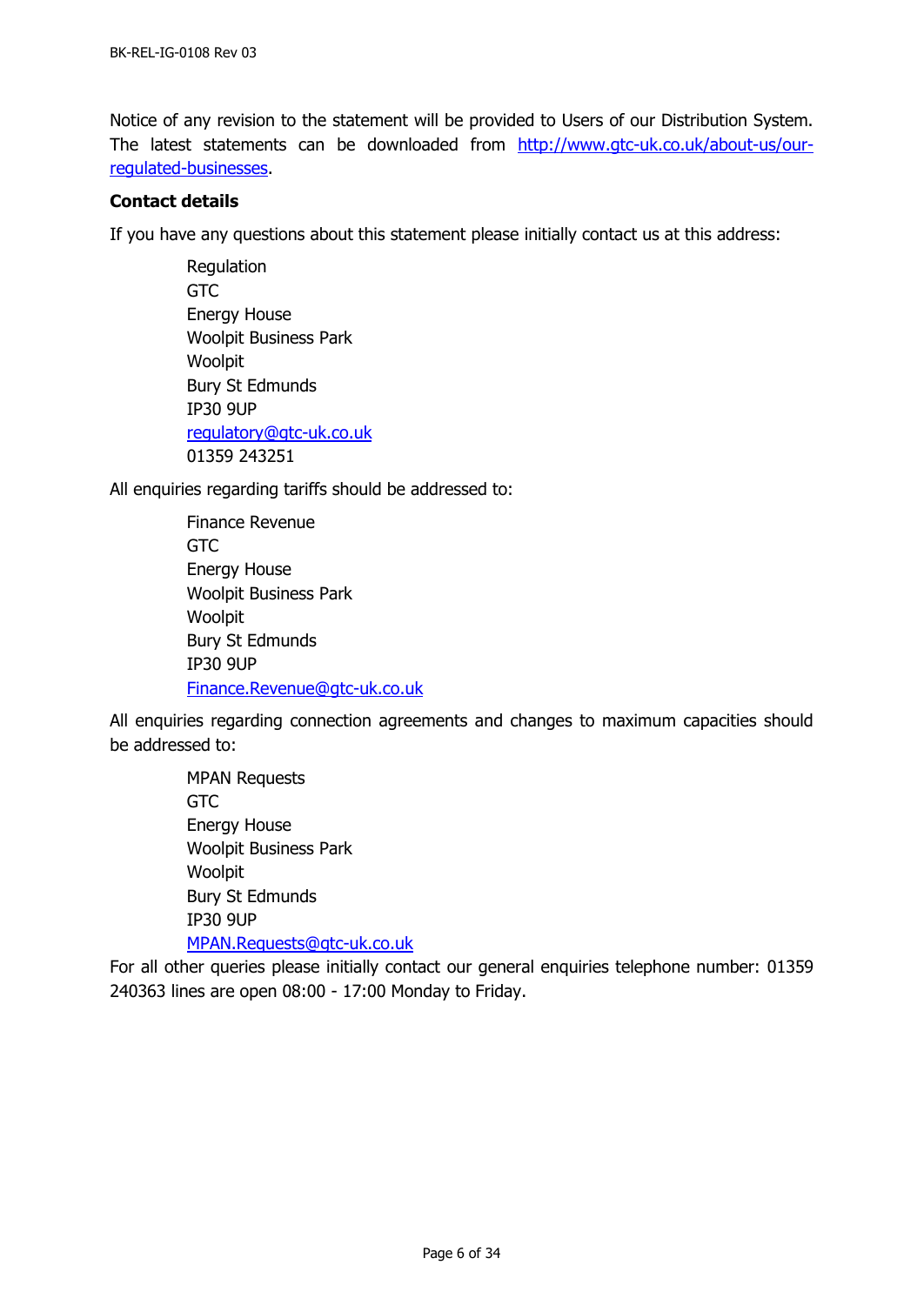Notice of any revision to the statement will be provided to Users of our Distribution System. The latest statements can be downloaded from [http://www.gtc-uk.co.uk/about-us/our-regulated-businesses](http://www.gtc-uk.co.uk/about-us/our-regulated-businesses).

**Contact details**

If you have any questions about this statement please initially contact us at this address:

Regulation
GTC
Energy House
Woolpit Business Park
Woolpit
Bury St Edmunds
IP30 9UP
[regulatory@gtc-uk.co.uk](mailto:regulatory@gtc-uk.co.uk)
01359 243251

All enquiries regarding tariffs should be addressed to:

Finance Revenue
GTC
Energy House
Woolpit Business Park
Woolpit
Bury St Edmunds
IP30 9UP
[Finance.Revenue@gtc-uk.co.uk](mailto:Finance.Revenue@gtc-uk.co.uk)

All enquiries regarding connection agreements and changes to maximum capacities should be addressed to:

MPAN Requests
GTC
Energy House
Woolpit Business Park
Woolpit
Bury St Edmunds
IP30 9UP
[MPAN.Requests@gtc-uk.co.uk](mailto:MPAN.Requests@gtc-uk.co.uk)

For all other queries please initially contact our general enquiries telephone number: 01359 240363 lines are open 08:00 - 17:00 Monday to Friday.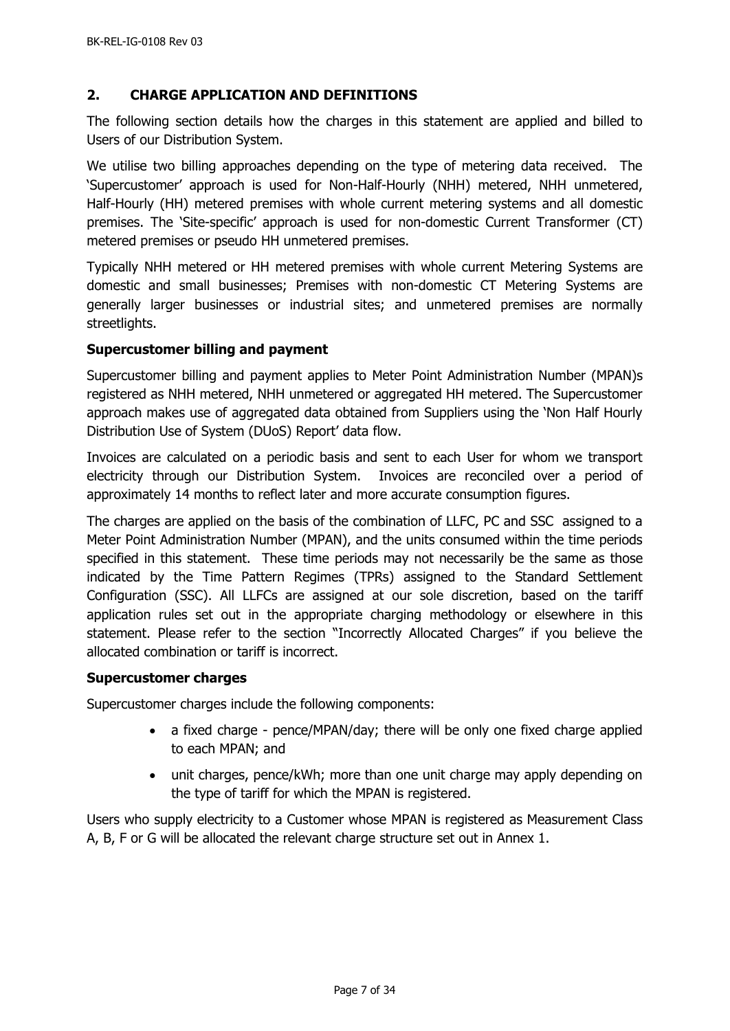## 2. CHARGE APPLICATION AND DEFINITIONS

The following section details how the charges in this statement are applied and billed to Users of our Distribution System.

We utilise two billing approaches depending on the type of metering data received. The 'Supercustomer' approach is used for Non-Half-Hourly (NHH) metered, NHH unmetered, Half-Hourly (HH) metered premises with whole current metering systems and all domestic premises. The 'Site-specific' approach is used for non-domestic Current Transformer (CT) metered premises or pseudo HH unmetered premises.

Typically NHH metered or HH metered premises with whole current Metering Systems are domestic and small businesses; Premises with non-domestic CT Metering Systems are generally larger businesses or industrial sites; and unmetered premises are normally streetlights.

**Supercustomer billing and payment**

Supercustomer billing and payment applies to Meter Point Administration Number (MPAN)s registered as NHH metered, NHH unmetered or aggregated HH metered. The Supercustomer approach makes use of aggregated data obtained from Suppliers using the 'Non Half Hourly Distribution Use of System (DUoS) Report' data flow.

Invoices are calculated on a periodic basis and sent to each User for whom we transport electricity through our Distribution System. Invoices are reconciled over a period of approximately 14 months to reflect later and more accurate consumption figures.

The charges are applied on the basis of the combination of LLFC, PC and SSC assigned to a Meter Point Administration Number (MPAN), and the units consumed within the time periods specified in this statement. These time periods may not necessarily be the same as those indicated by the Time Pattern Regimes (TPRs) assigned to the Standard Settlement Configuration (SSC). All LLFCs are assigned at our sole discretion, based on the tariff application rules set out in the appropriate charging methodology or elsewhere in this statement. Please refer to the section "Incorrectly Allocated Charges" if you believe the allocated combination or tariff is incorrect.

**Supercustomer charges**

Supercustomer charges include the following components:

- a fixed charge - pence/MPAN/day; there will be only one fixed charge applied to each MPAN; and
- unit charges, pence/kWh; more than one unit charge may apply depending on the type of tariff for which the MPAN is registered.

Users who supply electricity to a Customer whose MPAN is registered as Measurement Class A, B, F or G will be allocated the relevant charge structure set out in Annex 1.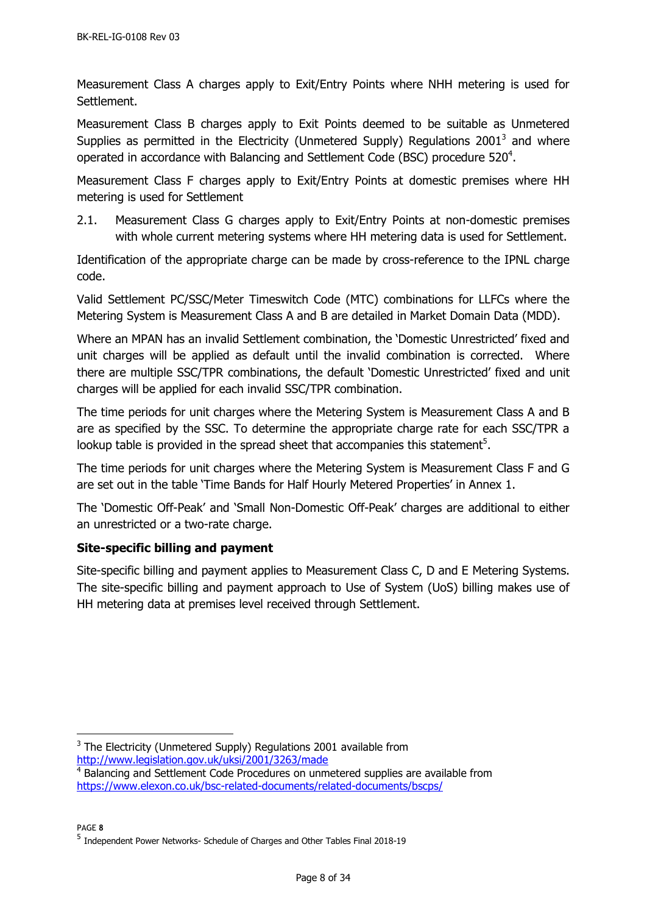Measurement Class A charges apply to Exit/Entry Points where NHH metering is used for Settlement.

Measurement Class B charges apply to Exit Points deemed to be suitable as Unmetered Supplies as permitted in the Electricity (Unmetered Supply) Regulations 2001[3] and where operated in accordance with Balancing and Settlement Code (BSC) procedure 520[4].

Measurement Class F charges apply to Exit/Entry Points at domestic premises where HH metering is used for Settlement

2.1. Measurement Class G charges apply to Exit/Entry Points at non-domestic premises with whole current metering systems where HH metering data is used for Settlement.

Identification of the appropriate charge can be made by cross-reference to the IPNL charge code.

Valid Settlement PC/SSC/Meter Timeswitch Code (MTC) combinations for LLFCs where the Metering System is Measurement Class A and B are detailed in Market Domain Data (MDD).

Where an MPAN has an invalid Settlement combination, the 'Domestic Unrestricted' fixed and unit charges will be applied as default until the invalid combination is corrected. Where there are multiple SSC/TPR combinations, the default 'Domestic Unrestricted' fixed and unit charges will be applied for each invalid SSC/TPR combination.

The time periods for unit charges where the Metering System is Measurement Class A and B are as specified by the SSC. To determine the appropriate charge rate for each SSC/TPR a lookup table is provided in the spread sheet that accompanies this statement[5].

The time periods for unit charges where the Metering System is Measurement Class F and G are set out in the table 'Time Bands for Half Hourly Metered Properties' in Annex 1.

The 'Domestic Off-Peak' and 'Small Non-Domestic Off-Peak' charges are additional to either an unrestricted or a two-rate charge.

**Site-specific billing and payment**

Site-specific billing and payment applies to Measurement Class C, D and E Metering Systems. The site-specific billing and payment approach to Use of System (UoS) billing makes use of HH metering data at premises level received through Settlement.

[3] The Electricity (Unmetered Supply) Regulations 2001 available from http://www.legislation.gov.uk/uksi/2001/3263/made

[4] Balancing and Settlement Code Procedures on unmetered supplies are available from https://www.elexon.co.uk/bsc-related-documents/related-documents/bscps/

[5] Independent Power Networks- Schedule of Charges and Other Tables Final 2018-19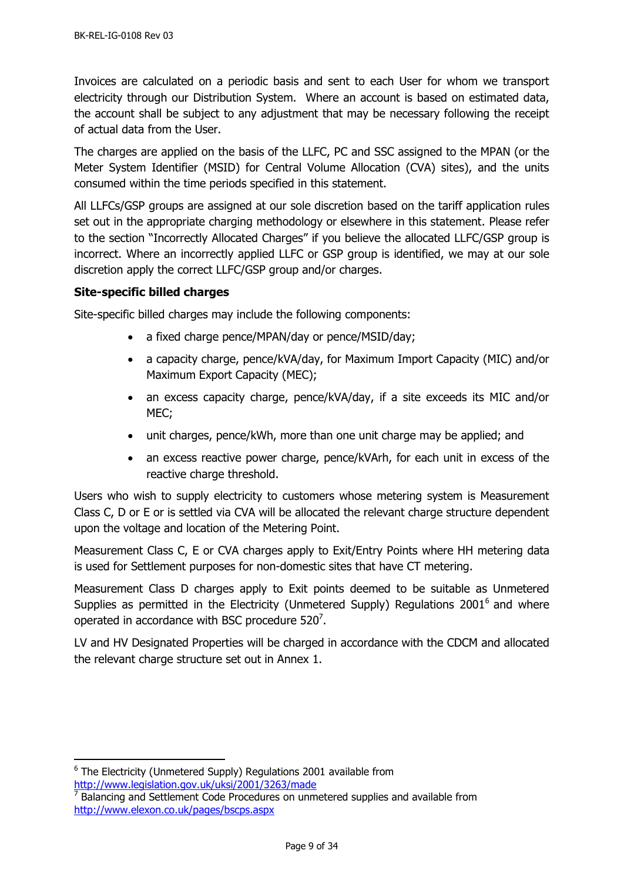Invoices are calculated on a periodic basis and sent to each User for whom we transport electricity through our Distribution System. Where an account is based on estimated data, the account shall be subject to any adjustment that may be necessary following the receipt of actual data from the User.

The charges are applied on the basis of the LLFC, PC and SSC assigned to the MPAN (or the Meter System Identifier (MSID) for Central Volume Allocation (CVA) sites), and the units consumed within the time periods specified in this statement.

All LLFCs/GSP groups are assigned at our sole discretion based on the tariff application rules set out in the appropriate charging methodology or elsewhere in this statement. Please refer to the section "Incorrectly Allocated Charges" if you believe the allocated LLFC/GSP group is incorrect. Where an incorrectly applied LLFC or GSP group is identified, we may at our sole discretion apply the correct LLFC/GSP group and/or charges.

**Site-specific billed charges**

Site-specific billed charges may include the following components:

- a fixed charge pence/MPAN/day or pence/MSID/day;
- a capacity charge, pence/kVA/day, for Maximum Import Capacity (MIC) and/or Maximum Export Capacity (MEC);
- an excess capacity charge, pence/kVA/day, if a site exceeds its MIC and/or MEC;
- unit charges, pence/kWh, more than one unit charge may be applied; and
- an excess reactive power charge, pence/kVArh, for each unit in excess of the reactive charge threshold.

Users who wish to supply electricity to customers whose metering system is Measurement Class C, D or E or is settled via CVA will be allocated the relevant charge structure dependent upon the voltage and location of the Metering Point.

Measurement Class C, E or CVA charges apply to Exit/Entry Points where HH metering data is used for Settlement purposes for non-domestic sites that have CT metering.

Measurement Class D charges apply to Exit points deemed to be suitable as Unmetered Supplies as permitted in the Electricity (Unmetered Supply) Regulations 2001[6] and where operated in accordance with BSC procedure 520[7].

LV and HV Designated Properties will be charged in accordance with the CDCM and allocated the relevant charge structure set out in Annex 1.

---

[6] The Electricity (Unmetered Supply) Regulations 2001 available from http://www.legislation.gov.uk/uksi/2001/3263/made

[7] Balancing and Settlement Code Procedures on unmetered supplies and available from http://www.elexon.co.uk/pages/bscps.aspx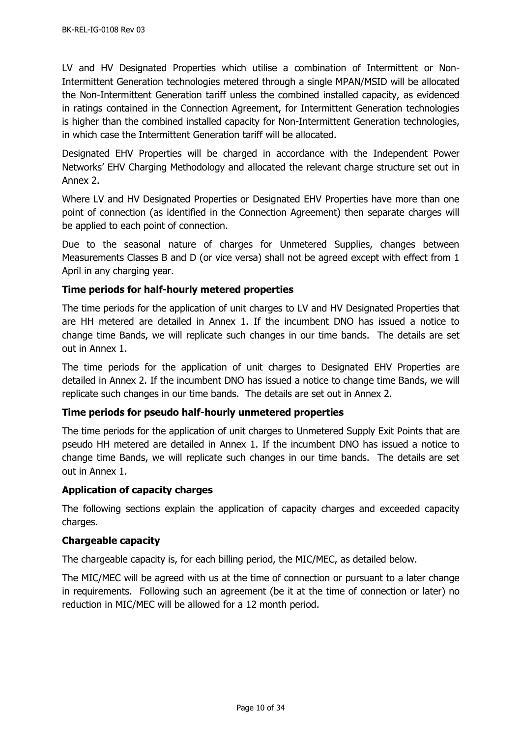LV and HV Designated Properties which utilise a combination of Intermittent or Non-Intermittent Generation technologies metered through a single MPAN/MSID will be allocated the Non-Intermittent Generation tariff unless the combined installed capacity, as evidenced in ratings contained in the Connection Agreement, for Intermittent Generation technologies is higher than the combined installed capacity for Non-Intermittent Generation technologies, in which case the Intermittent Generation tariff will be allocated.

Designated EHV Properties will be charged in accordance with the Independent Power Networks' EHV Charging Methodology and allocated the relevant charge structure set out in Annex 2.

Where LV and HV Designated Properties or Designated EHV Properties have more than one point of connection (as identified in the Connection Agreement) then separate charges will be applied to each point of connection.

Due to the seasonal nature of charges for Unmetered Supplies, changes between Measurements Classes B and D (or vice versa) shall not be agreed except with effect from 1 April in any charging year.

### Time periods for half-hourly metered properties

The time periods for the application of unit charges to LV and HV Designated Properties that are HH metered are detailed in Annex 1. If the incumbent DNO has issued a notice to change time Bands, we will replicate such changes in our time bands. The details are set out in Annex 1.

The time periods for the application of unit charges to Designated EHV Properties are detailed in Annex 2. If the incumbent DNO has issued a notice to change time Bands, we will replicate such changes in our time bands. The details are set out in Annex 2.

### Time periods for pseudo half-hourly unmetered properties

The time periods for the application of unit charges to Unmetered Supply Exit Points that are pseudo HH metered are detailed in Annex 1. If the incumbent DNO has issued a notice to change time Bands, we will replicate such changes in our time bands. The details are set out in Annex 1.

### Application of capacity charges

The following sections explain the application of capacity charges and exceeded capacity charges.

### Chargeable capacity

The chargeable capacity is, for each billing period, the MIC/MEC, as detailed below.

The MIC/MEC will be agreed with us at the time of connection or pursuant to a later change in requirements. Following such an agreement (be it at the time of connection or later) no reduction in MIC/MEC will be allowed for a 12 month period.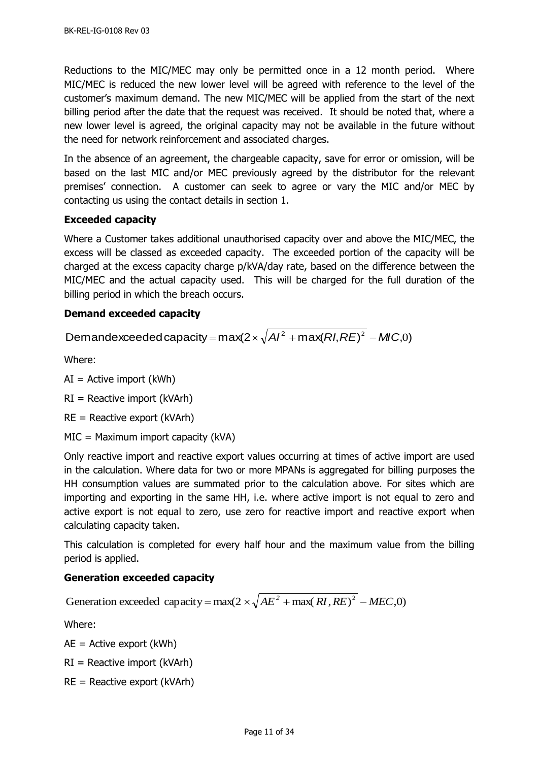Reductions to the MIC/MEC may only be permitted once in a 12 month period. Where MIC/MEC is reduced the new lower level will be agreed with reference to the level of the customer's maximum demand. The new MIC/MEC will be applied from the start of the next billing period after the date that the request was received. It should be noted that, where a new lower level is agreed, the original capacity may not be available in the future without the need for network reinforcement and associated charges.

In the absence of an agreement, the chargeable capacity, save for error or omission, will be based on the last MIC and/or MEC previously agreed by the distributor for the relevant premises' connection. A customer can seek to agree or vary the MIC and/or MEC by contacting us using the contact details in section 1.

**Exceeded capacity**

Where a Customer takes additional unauthorised capacity over and above the MIC/MEC, the excess will be classed as exceeded capacity. The exceeded portion of the capacity will be charged at the excess capacity charge p/kVA/day rate, based on the difference between the MIC/MEC and the actual capacity used. This will be charged for the full duration of the billing period in which the breach occurs.

**Demand exceeded capacity**

$$\text{Demand exceeded capacity} = \max\left(2 \times \sqrt{AI^2 + \max(RI, RE)^2} - MIC, 0\right)$$

Where:

AI = Active import (kWh)

RI = Reactive import (kVArh)

RE = Reactive export (kVArh)

MIC = Maximum import capacity (kVA)

Only reactive import and reactive export values occurring at times of active import are used in the calculation. Where data for two or more MPANs is aggregated for billing purposes the HH consumption values are summated prior to the calculation above. For sites which are importing and exporting in the same HH, i.e. where active import is not equal to zero and active export is not equal to zero, use zero for reactive import and reactive export when calculating capacity taken.

This calculation is completed for every half hour and the maximum value from the billing period is applied.

**Generation exceeded capacity**

$$\text{Generation exceeded capacity} = \max\left(2 \times \sqrt{AE^2 + \max(RI, RE)^2} - MEC, 0\right)$$

Where:

AE = Active export (kWh)

RI = Reactive import (kVArh)

RE = Reactive export (kVArh)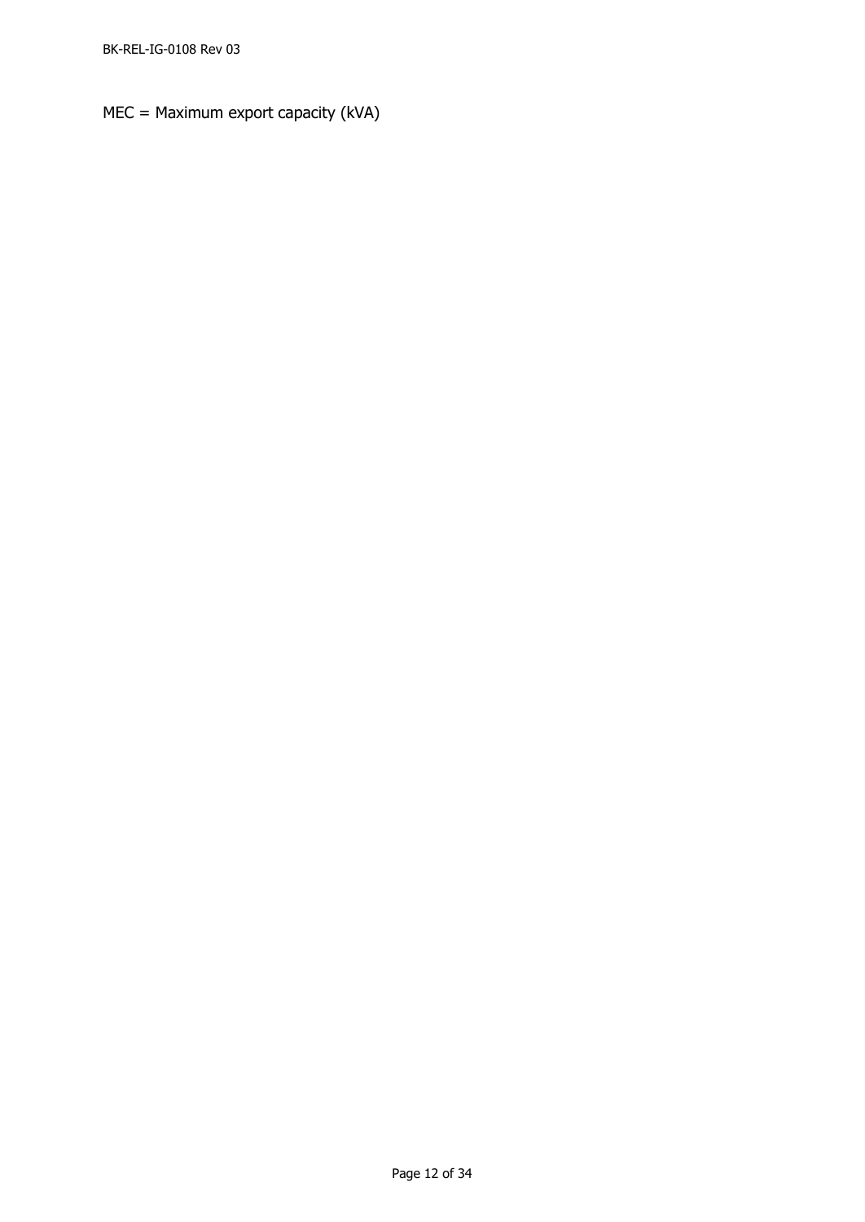MEC = Maximum export capacity (kVA)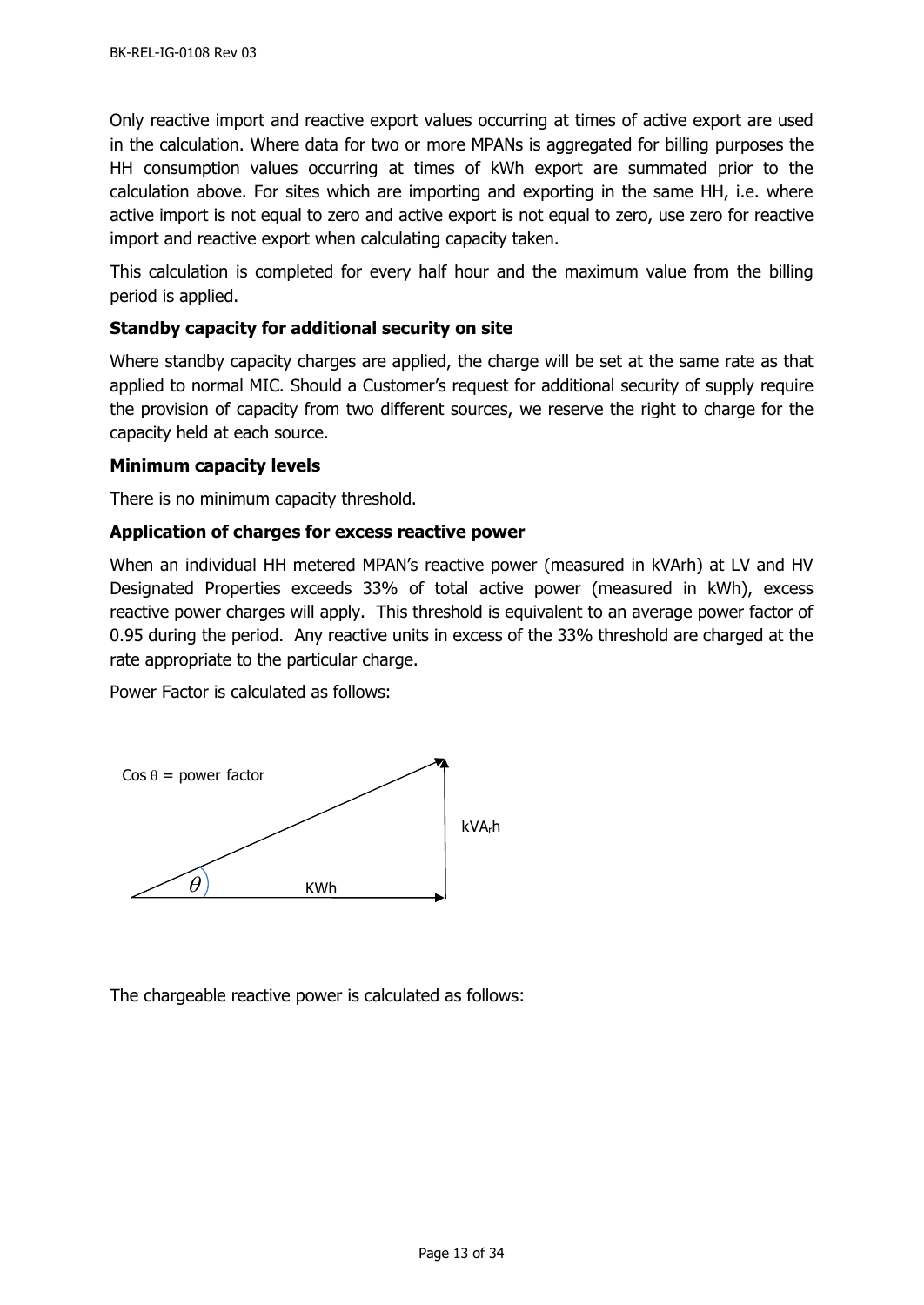Only reactive import and reactive export values occurring at times of active export are used in the calculation. Where data for two or more MPANs is aggregated for billing purposes the HH consumption values occurring at times of kWh export are summated prior to the calculation above. For sites which are importing and exporting in the same HH, i.e. where active import is not equal to zero and active export is not equal to zero, use zero for reactive import and reactive export when calculating capacity taken.

This calculation is completed for every half hour and the maximum value from the billing period is applied.

**Standby capacity for additional security on site**

Where standby capacity charges are applied, the charge will be set at the same rate as that applied to normal MIC. Should a Customer's request for additional security of supply require the provision of capacity from two different sources, we reserve the right to charge for the capacity held at each source.

**Minimum capacity levels**

There is no minimum capacity threshold.

**Application of charges for excess reactive power**

When an individual HH metered MPAN's reactive power (measured in kVArh) at LV and HV Designated Properties exceeds 33% of total active power (measured in kWh), excess reactive power charges will apply. This threshold is equivalent to an average power factor of 0.95 during the period. Any reactive units in excess of the 33% threshold are charged at the rate appropriate to the particular charge.

Power Factor is calculated as follows:

$\cos\theta$ = power factor

$kVA_rh$

$\theta$

KWh

The chargeable reactive power is calculated as follows: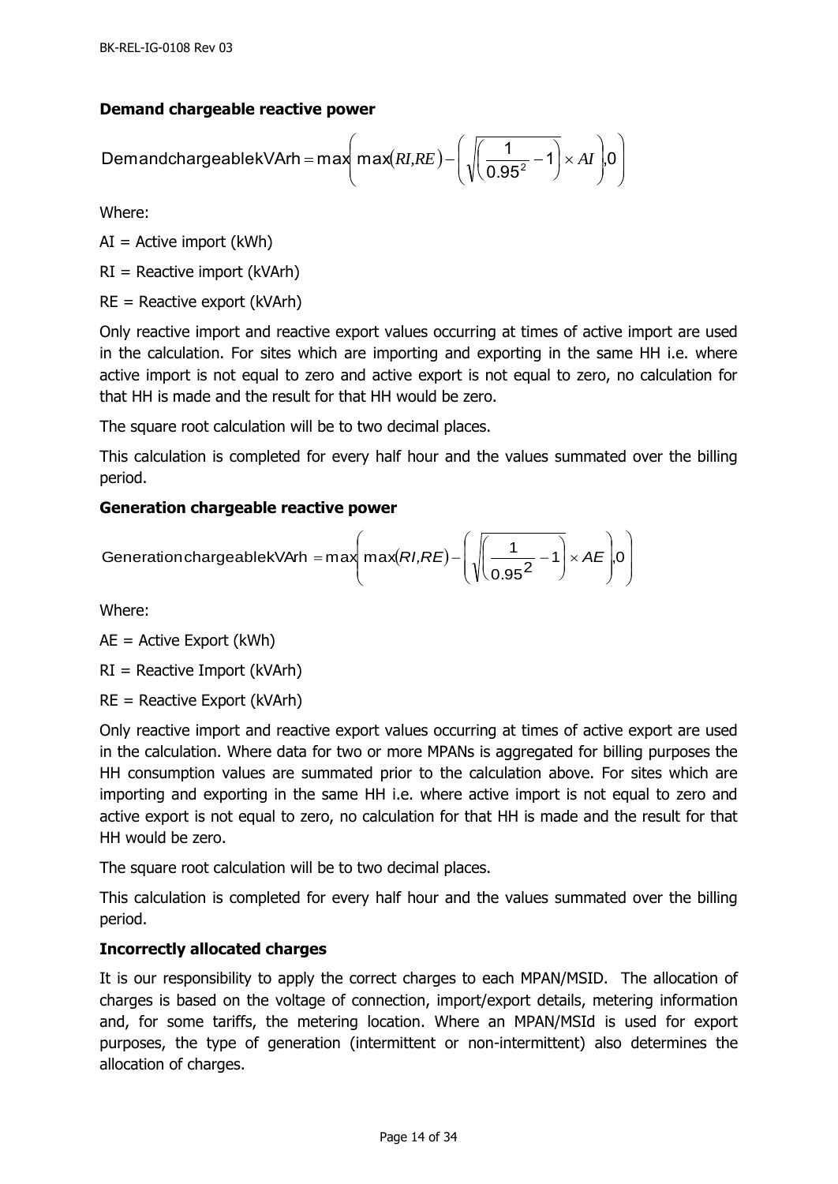**Demand chargeable reactive power**

$$\text{DemandchargeablekVArh} = \max\left(\max(RI, RE) - \left(\sqrt{\left(\frac{1}{0.95^2} - 1\right)} \times AI\right), 0\right)$$

Where:

AI = Active import (kWh)

RI = Reactive import (kVArh)

RE = Reactive export (kVArh)

Only reactive import and reactive export values occurring at times of active import are used in the calculation. For sites which are importing and exporting in the same HH i.e. where active import is not equal to zero and active export is not equal to zero, no calculation for that HH is made and the result for that HH would be zero.

The square root calculation will be to two decimal places.

This calculation is completed for every half hour and the values summated over the billing period.

**Generation chargeable reactive power**

$$\text{GenerationchargeablekVArh} = \max\left(\max(RI, RE) - \left(\sqrt{\left(\frac{1}{0.95^2} - 1\right)} \times AE\right), 0\right)$$

Where:

AE = Active Export (kWh)

RI = Reactive Import (kVArh)

RE = Reactive Export (kVArh)

Only reactive import and reactive export values occurring at times of active export are used in the calculation. Where data for two or more MPANs is aggregated for billing purposes the HH consumption values are summated prior to the calculation above. For sites which are importing and exporting in the same HH i.e. where active import is not equal to zero and active export is not equal to zero, no calculation for that HH is made and the result for that HH would be zero.

The square root calculation will be to two decimal places.

This calculation is completed for every half hour and the values summated over the billing period.

**Incorrectly allocated charges**

It is our responsibility to apply the correct charges to each MPAN/MSID. The allocation of charges is based on the voltage of connection, import/export details, metering information and, for some tariffs, the metering location. Where an MPAN/MSId is used for export purposes, the type of generation (intermittent or non-intermittent) also determines the allocation of charges.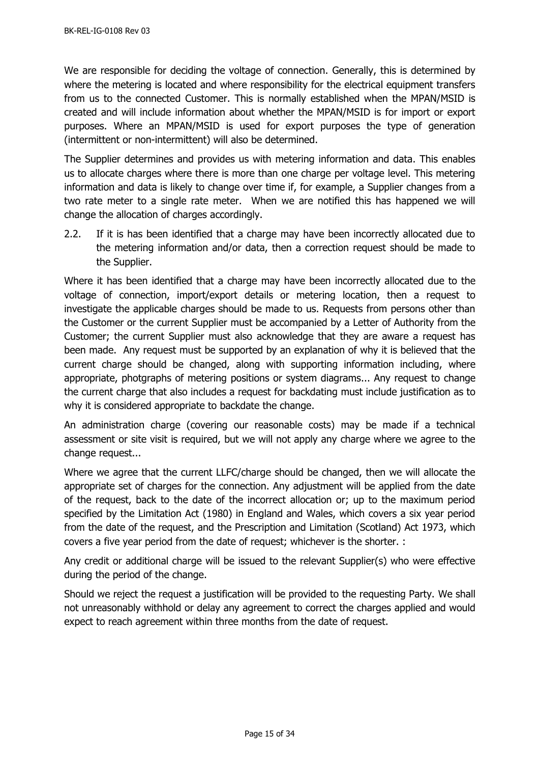We are responsible for deciding the voltage of connection. Generally, this is determined by where the metering is located and where responsibility for the electrical equipment transfers from us to the connected Customer. This is normally established when the MPAN/MSID is created and will include information about whether the MPAN/MSID is for import or export purposes. Where an MPAN/MSID is used for export purposes the type of generation (intermittent or non-intermittent) will also be determined.

The Supplier determines and provides us with metering information and data. This enables us to allocate charges where there is more than one charge per voltage level. This metering information and data is likely to change over time if, for example, a Supplier changes from a two rate meter to a single rate meter. When we are notified this has happened we will change the allocation of charges accordingly.

2.2. If it is has been identified that a charge may have been incorrectly allocated due to the metering information and/or data, then a correction request should be made to the Supplier.

Where it has been identified that a charge may have been incorrectly allocated due to the voltage of connection, import/export details or metering location, then a request to investigate the applicable charges should be made to us. Requests from persons other than the Customer or the current Supplier must be accompanied by a Letter of Authority from the Customer; the current Supplier must also acknowledge that they are aware a request has been made. Any request must be supported by an explanation of why it is believed that the current charge should be changed, along with supporting information including, where appropriate, photgraphs of metering positions or system diagrams... Any request to change the current charge that also includes a request for backdating must include justification as to why it is considered appropriate to backdate the change.

An administration charge (covering our reasonable costs) may be made if a technical assessment or site visit is required, but we will not apply any charge where we agree to the change request...

Where we agree that the current LLFC/charge should be changed, then we will allocate the appropriate set of charges for the connection. Any adjustment will be applied from the date of the request, back to the date of the incorrect allocation or; up to the maximum period specified by the Limitation Act (1980) in England and Wales, which covers a six year period from the date of the request, and the Prescription and Limitation (Scotland) Act 1973, which covers a five year period from the date of request; whichever is the shorter. :

Any credit or additional charge will be issued to the relevant Supplier(s) who were effective during the period of the change.

Should we reject the request a justification will be provided to the requesting Party. We shall not unreasonably withhold or delay any agreement to correct the charges applied and would expect to reach agreement within three months from the date of request.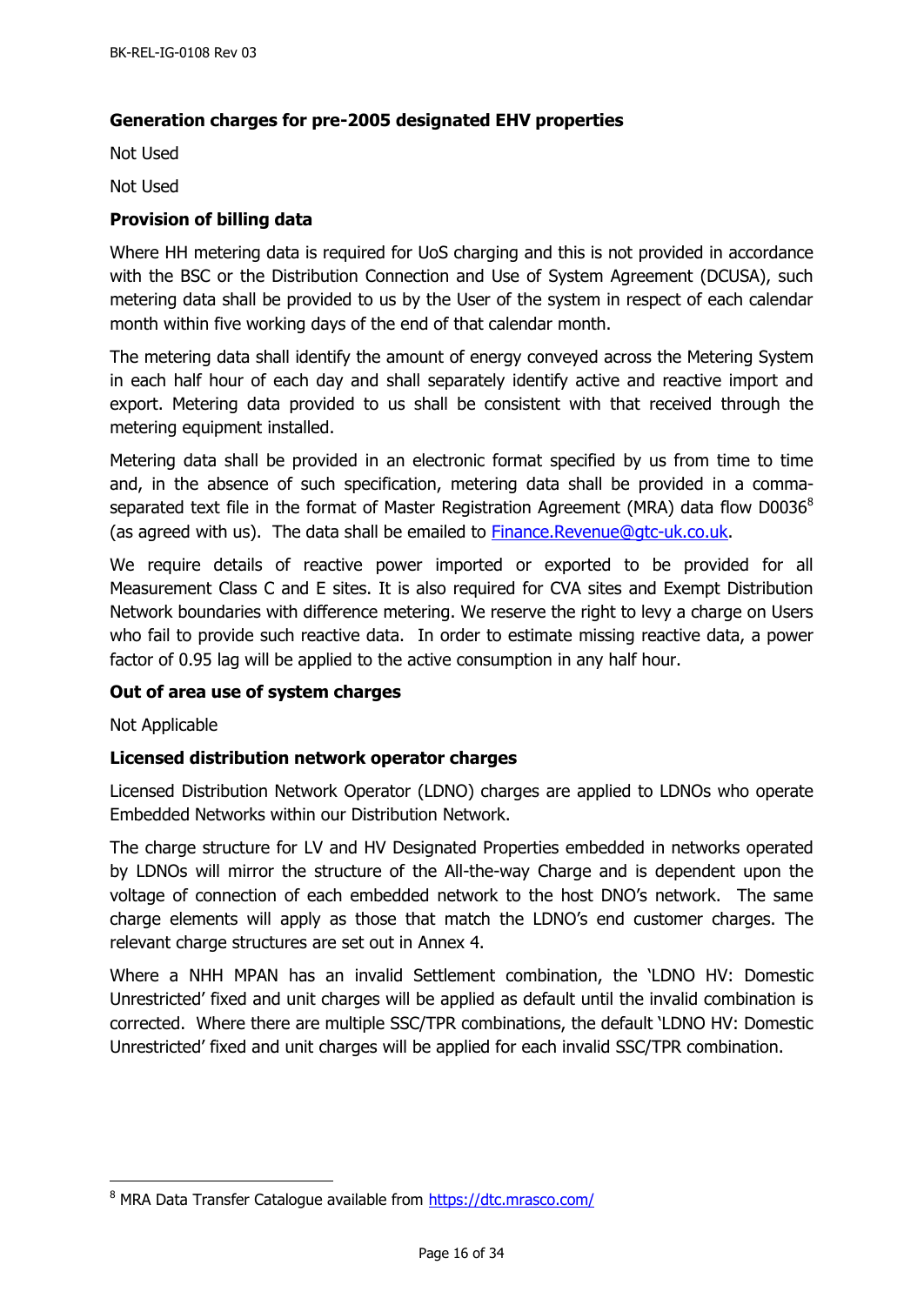### Generation charges for pre-2005 designated EHV properties

Not Used

Not Used

### Provision of billing data

Where HH metering data is required for UoS charging and this is not provided in accordance with the BSC or the Distribution Connection and Use of System Agreement (DCUSA), such metering data shall be provided to us by the User of the system in respect of each calendar month within five working days of the end of that calendar month.

The metering data shall identify the amount of energy conveyed across the Metering System in each half hour of each day and shall separately identify active and reactive import and export. Metering data provided to us shall be consistent with that received through the metering equipment installed.

Metering data shall be provided in an electronic format specified by us from time to time and, in the absence of such specification, metering data shall be provided in a comma-separated text file in the format of Master Registration Agreement (MRA) data flow D0036[8] (as agreed with us). The data shall be emailed to Finance.Revenue@gtc-uk.co.uk.

We require details of reactive power imported or exported to be provided for all Measurement Class C and E sites. It is also required for CVA sites and Exempt Distribution Network boundaries with difference metering. We reserve the right to levy a charge on Users who fail to provide such reactive data. In order to estimate missing reactive data, a power factor of 0.95 lag will be applied to the active consumption in any half hour.

### Out of area use of system charges

Not Applicable

### Licensed distribution network operator charges

Licensed Distribution Network Operator (LDNO) charges are applied to LDNOs who operate Embedded Networks within our Distribution Network.

The charge structure for LV and HV Designated Properties embedded in networks operated by LDNOs will mirror the structure of the All-the-way Charge and is dependent upon the voltage of connection of each embedded network to the host DNO's network. The same charge elements will apply as those that match the LDNO's end customer charges. The relevant charge structures are set out in Annex 4.

Where a NHH MPAN has an invalid Settlement combination, the 'LDNO HV: Domestic Unrestricted' fixed and unit charges will be applied as default until the invalid combination is corrected. Where there are multiple SSC/TPR combinations, the default 'LDNO HV: Domestic Unrestricted' fixed and unit charges will be applied for each invalid SSC/TPR combination.

---

[8] MRA Data Transfer Catalogue available from https://dtc.mrasco.com/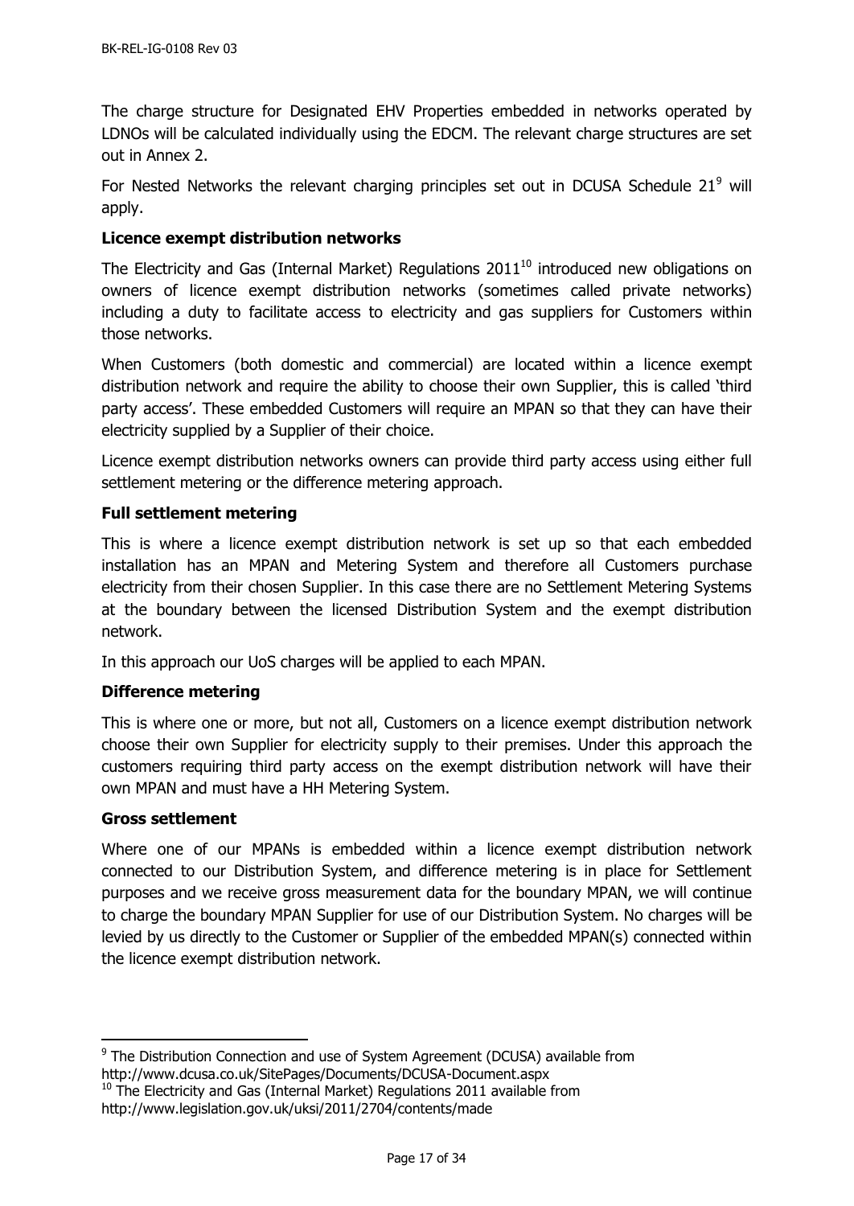The charge structure for Designated EHV Properties embedded in networks operated by LDNOs will be calculated individually using the EDCM. The relevant charge structures are set out in Annex 2.

For Nested Networks the relevant charging principles set out in DCUSA Schedule 21[9] will apply.

**Licence exempt distribution networks**

The Electricity and Gas (Internal Market) Regulations 2011[10] introduced new obligations on owners of licence exempt distribution networks (sometimes called private networks) including a duty to facilitate access to electricity and gas suppliers for Customers within those networks.

When Customers (both domestic and commercial) are located within a licence exempt distribution network and require the ability to choose their own Supplier, this is called 'third party access'. These embedded Customers will require an MPAN so that they can have their electricity supplied by a Supplier of their choice.

Licence exempt distribution networks owners can provide third party access using either full settlement metering or the difference metering approach.

**Full settlement metering**

This is where a licence exempt distribution network is set up so that each embedded installation has an MPAN and Metering System and therefore all Customers purchase electricity from their chosen Supplier. In this case there are no Settlement Metering Systems at the boundary between the licensed Distribution System and the exempt distribution network.

In this approach our UoS charges will be applied to each MPAN.

**Difference metering**

This is where one or more, but not all, Customers on a licence exempt distribution network choose their own Supplier for electricity supply to their premises. Under this approach the customers requiring third party access on the exempt distribution network will have their own MPAN and must have a HH Metering System.

**Gross settlement**

Where one of our MPANs is embedded within a licence exempt distribution network connected to our Distribution System, and difference metering is in place for Settlement purposes and we receive gross measurement data for the boundary MPAN, we will continue to charge the boundary MPAN Supplier for use of our Distribution System. No charges will be levied by us directly to the Customer or Supplier of the embedded MPAN(s) connected within the licence exempt distribution network.

---

[9] The Distribution Connection and use of System Agreement (DCUSA) available from http://www.dcusa.co.uk/SitePages/Documents/DCUSA-Document.aspx

[10] The Electricity and Gas (Internal Market) Regulations 2011 available from http://www.legislation.gov.uk/uksi/2011/2704/contents/made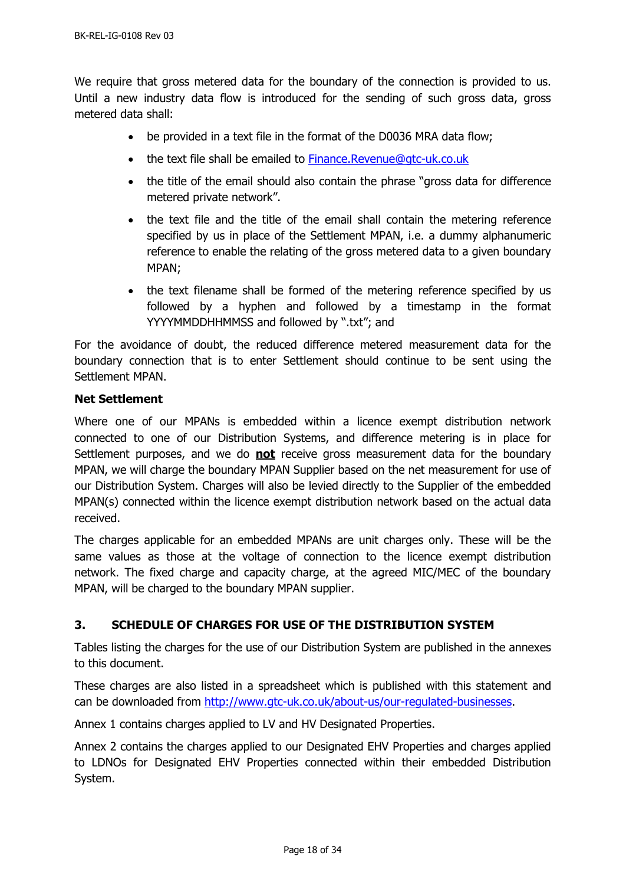We require that gross metered data for the boundary of the connection is provided to us. Until a new industry data flow is introduced for the sending of such gross data, gross metered data shall:

- be provided in a text file in the format of the D0036 MRA data flow;
- the text file shall be emailed to Finance.Revenue@gtc-uk.co.uk
- the title of the email should also contain the phrase "gross data for difference metered private network".
- the text file and the title of the email shall contain the metering reference specified by us in place of the Settlement MPAN, i.e. a dummy alphanumeric reference to enable the relating of the gross metered data to a given boundary MPAN;
- the text filename shall be formed of the metering reference specified by us followed by a hyphen and followed by a timestamp in the format YYYYMMDDHHMMSS and followed by ".txt"; and

For the avoidance of doubt, the reduced difference metered measurement data for the boundary connection that is to enter Settlement should continue to be sent using the Settlement MPAN.

**Net Settlement**

Where one of our MPANs is embedded within a licence exempt distribution network connected to one of our Distribution Systems, and difference metering is in place for Settlement purposes, and we do **not** receive gross measurement data for the boundary MPAN, we will charge the boundary MPAN Supplier based on the net measurement for use of our Distribution System. Charges will also be levied directly to the Supplier of the embedded MPAN(s) connected within the licence exempt distribution network based on the actual data received.

The charges applicable for an embedded MPANs are unit charges only. These will be the same values as those at the voltage of connection to the licence exempt distribution network. The fixed charge and capacity charge, at the agreed MIC/MEC of the boundary MPAN, will be charged to the boundary MPAN supplier.

## 3. SCHEDULE OF CHARGES FOR USE OF THE DISTRIBUTION SYSTEM

Tables listing the charges for the use of our Distribution System are published in the annexes to this document.

These charges are also listed in a spreadsheet which is published with this statement and can be downloaded from http://www.gtc-uk.co.uk/about-us/our-regulated-businesses.

Annex 1 contains charges applied to LV and HV Designated Properties.

Annex 2 contains the charges applied to our Designated EHV Properties and charges applied to LDNOs for Designated EHV Properties connected within their embedded Distribution System.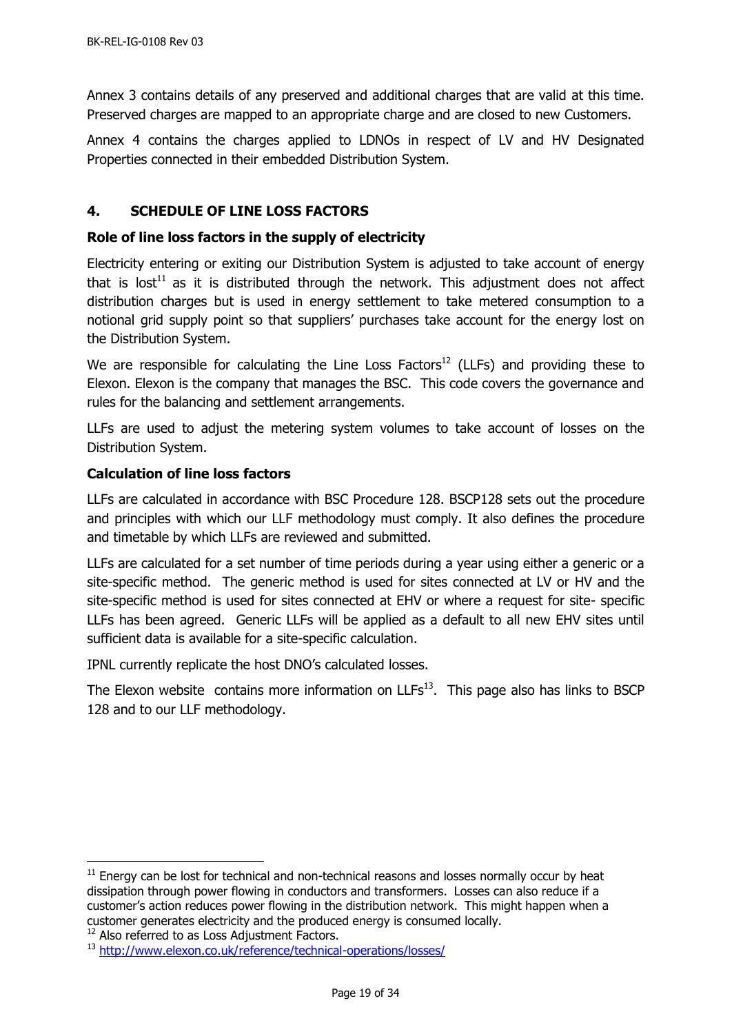Annex 3 contains details of any preserved and additional charges that are valid at this time. Preserved charges are mapped to an appropriate charge and are closed to new Customers.

Annex 4 contains the charges applied to LDNOs in respect of LV and HV Designated Properties connected in their embedded Distribution System.

## 4. SCHEDULE OF LINE LOSS FACTORS

### Role of line loss factors in the supply of electricity

Electricity entering or exiting our Distribution System is adjusted to take account of energy that is lost[11] as it is distributed through the network. This adjustment does not affect distribution charges but is used in energy settlement to take metered consumption to a notional grid supply point so that suppliers' purchases take account for the energy lost on the Distribution System.

We are responsible for calculating the Line Loss Factors[12] (LLFs) and providing these to Elexon. Elexon is the company that manages the BSC. This code covers the governance and rules for the balancing and settlement arrangements.

LLFs are used to adjust the metering system volumes to take account of losses on the Distribution System.

### Calculation of line loss factors

LLFs are calculated in accordance with BSC Procedure 128. BSCP128 sets out the procedure and principles with which our LLF methodology must comply. It also defines the procedure and timetable by which LLFs are reviewed and submitted.

LLFs are calculated for a set number of time periods during a year using either a generic or a site-specific method. The generic method is used for sites connected at LV or HV and the site-specific method is used for sites connected at EHV or where a request for site- specific LLFs has been agreed. Generic LLFs will be applied as a default to all new EHV sites until sufficient data is available for a site-specific calculation.

IPNL currently replicate the host DNO's calculated losses.

The Elexon website contains more information on LLFs[13]. This page also has links to BSCP 128 and to our LLF methodology.

---

[11] Energy can be lost for technical and non-technical reasons and losses normally occur by heat dissipation through power flowing in conductors and transformers. Losses can also reduce if a customer's action reduces power flowing in the distribution network. This might happen when a customer generates electricity and the produced energy is consumed locally.

[12] Also referred to as Loss Adjustment Factors.

[13] http://www.elexon.co.uk/reference/technical-operations/losses/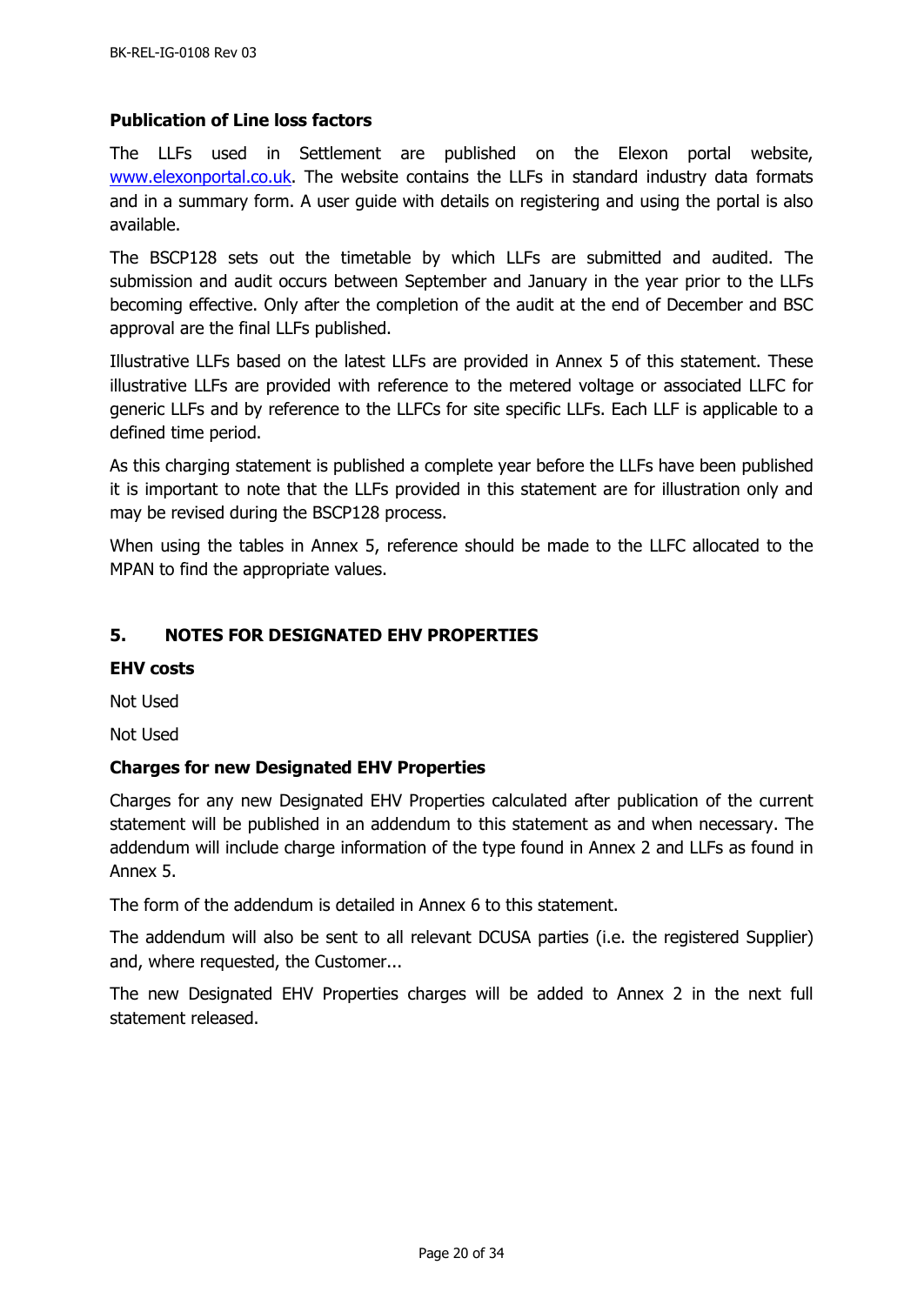### Publication of Line loss factors

The LLFs used in Settlement are published on the Elexon portal website, www.elexonportal.co.uk. The website contains the LLFs in standard industry data formats and in a summary form. A user guide with details on registering and using the portal is also available.

The BSCP128 sets out the timetable by which LLFs are submitted and audited. The submission and audit occurs between September and January in the year prior to the LLFs becoming effective. Only after the completion of the audit at the end of December and BSC approval are the final LLFs published.

Illustrative LLFs based on the latest LLFs are provided in Annex 5 of this statement. These illustrative LLFs are provided with reference to the metered voltage or associated LLFC for generic LLFs and by reference to the LLFCs for site specific LLFs. Each LLF is applicable to a defined time period.

As this charging statement is published a complete year before the LLFs have been published it is important to note that the LLFs provided in this statement are for illustration only and may be revised during the BSCP128 process.

When using the tables in Annex 5, reference should be made to the LLFC allocated to the MPAN to find the appropriate values.

## 5. NOTES FOR DESIGNATED EHV PROPERTIES

### EHV costs

Not Used

Not Used

### Charges for new Designated EHV Properties

Charges for any new Designated EHV Properties calculated after publication of the current statement will be published in an addendum to this statement as and when necessary. The addendum will include charge information of the type found in Annex 2 and LLFs as found in Annex 5.

The form of the addendum is detailed in Annex 6 to this statement.

The addendum will also be sent to all relevant DCUSA parties (i.e. the registered Supplier) and, where requested, the Customer...

The new Designated EHV Properties charges will be added to Annex 2 in the next full statement released.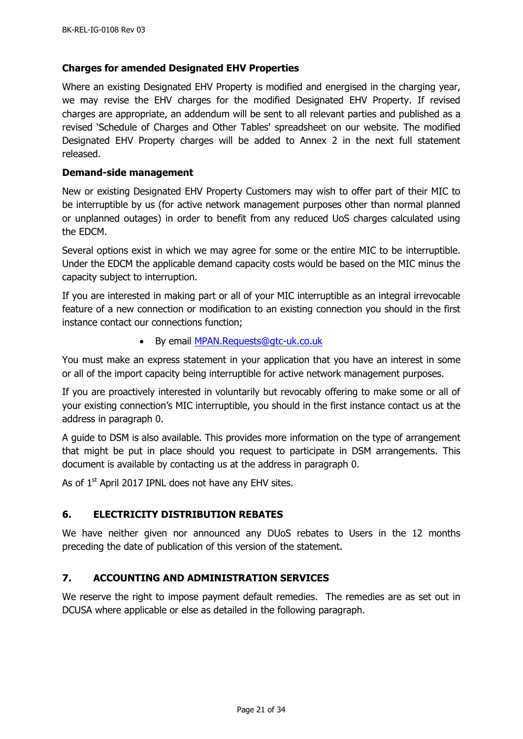**Charges for amended Designated EHV Properties**

Where an existing Designated EHV Property is modified and energised in the charging year, we may revise the EHV charges for the modified Designated EHV Property. If revised charges are appropriate, an addendum will be sent to all relevant parties and published as a revised 'Schedule of Charges and Other Tables' spreadsheet on our website. The modified Designated EHV Property charges will be added to Annex 2 in the next full statement released.

**Demand-side management**

New or existing Designated EHV Property Customers may wish to offer part of their MIC to be interruptible by us (for active network management purposes other than normal planned or unplanned outages) in order to benefit from any reduced UoS charges calculated using the EDCM.

Several options exist in which we may agree for some or the entire MIC to be interruptible. Under the EDCM the applicable demand capacity costs would be based on the MIC minus the capacity subject to interruption.

If you are interested in making part or all of your MIC interruptible as an integral irrevocable feature of a new connection or modification to an existing connection you should in the first instance contact our connections function;

- By email MPAN.Requests@gtc-uk.co.uk

You must make an express statement in your application that you have an interest in some or all of the import capacity being interruptible for active network management purposes.

If you are proactively interested in voluntarily but revocably offering to make some or all of your existing connection's MIC interruptible, you should in the first instance contact us at the address in paragraph 0.

A guide to DSM is also available. This provides more information on the type of arrangement that might be put in place should you request to participate in DSM arrangements. This document is available by contacting us at the address in paragraph 0.

As of 1st April 2017 IPNL does not have any EHV sites.

## 6. ELECTRICITY DISTRIBUTION REBATES

We have neither given nor announced any DUoS rebates to Users in the 12 months preceding the date of publication of this version of the statement.

## 7. ACCOUNTING AND ADMINISTRATION SERVICES

We reserve the right to impose payment default remedies. The remedies are as set out in DCUSA where applicable or else as detailed in the following paragraph.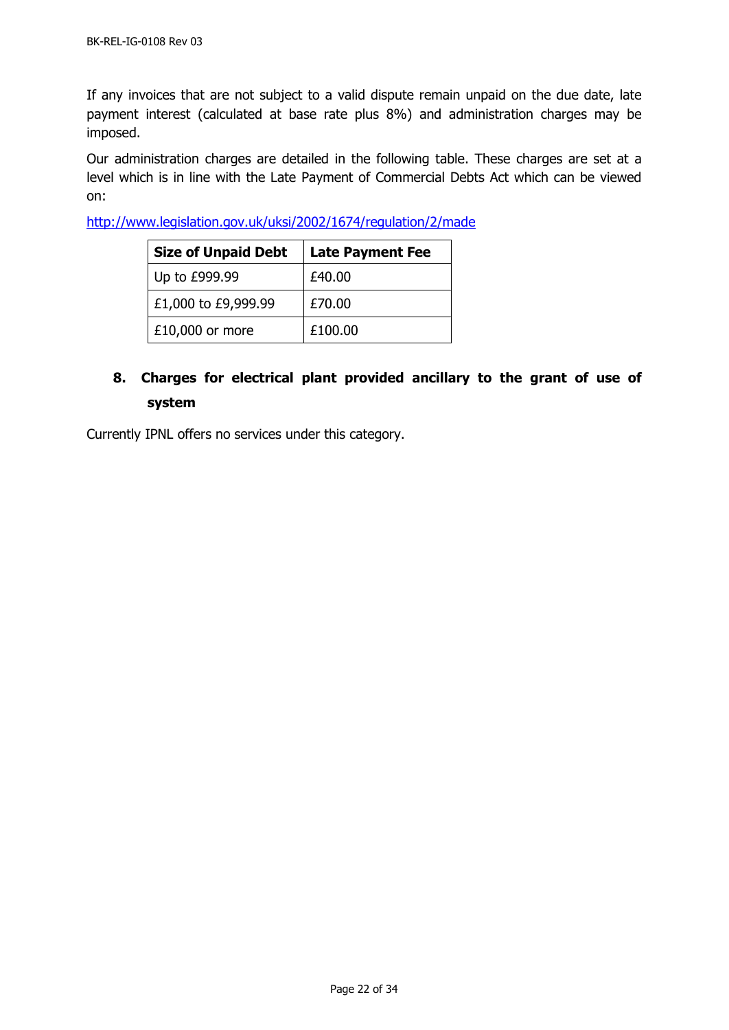If any invoices that are not subject to a valid dispute remain unpaid on the due date, late payment interest (calculated at base rate plus 8%) and administration charges may be imposed.

Our administration charges are detailed in the following table. These charges are set at a level which is in line with the Late Payment of Commercial Debts Act which can be viewed on:

http://www.legislation.gov.uk/uksi/2002/1674/regulation/2/made

| Size of Unpaid Debt | Late Payment Fee |
| --- | --- |
| Up to £999.99 | £40.00 |
| £1,000 to £9,999.99 | £70.00 |
| £10,000 or more | £100.00 |

## 8. Charges for electrical plant provided ancillary to the grant of use of system

Currently IPNL offers no services under this category.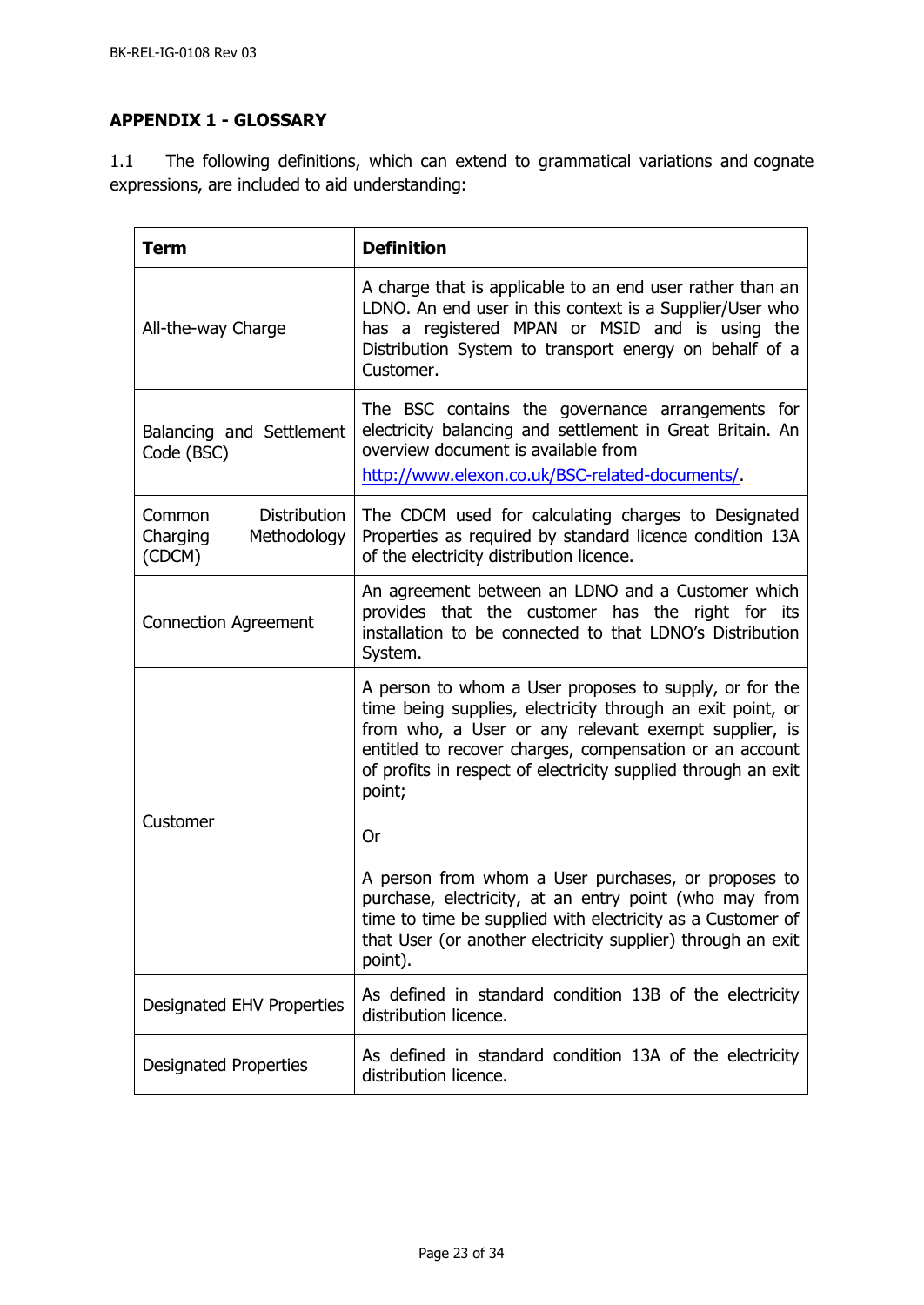## APPENDIX 1 - GLOSSARY

1.1 The following definitions, which can extend to grammatical variations and cognate expressions, are included to aid understanding:

| Term | Definition |
|---|---|
| All-the-way Charge | A charge that is applicable to an end user rather than an LDNO. An end user in this context is a Supplier/User who has a registered MPAN or MSID and is using the Distribution System to transport energy on behalf of a Customer. |
| Balancing and Settlement Code (BSC) | The BSC contains the governance arrangements for electricity balancing and settlement in Great Britain. An overview document is available from http://www.elexon.co.uk/BSC-related-documents/. |
| Common Distribution Charging Methodology (CDCM) | The CDCM used for calculating charges to Designated Properties as required by standard licence condition 13A of the electricity distribution licence. |
| Connection Agreement | An agreement between an LDNO and a Customer which provides that the customer has the right for its installation to be connected to that LDNO's Distribution System. |
| Customer | A person to whom a User proposes to supply, or for the time being supplies, electricity through an exit point, or from who, a User or any relevant exempt supplier, is entitled to recover charges, compensation or an account of profits in respect of electricity supplied through an exit point; <br><br> Or <br><br> A person from whom a User purchases, or proposes to purchase, electricity, at an entry point (who may from time to time be supplied with electricity as a Customer of that User (or another electricity supplier) through an exit point). |
| Designated EHV Properties | As defined in standard condition 13B of the electricity distribution licence. |
| Designated Properties | As defined in standard condition 13A of the electricity distribution licence. |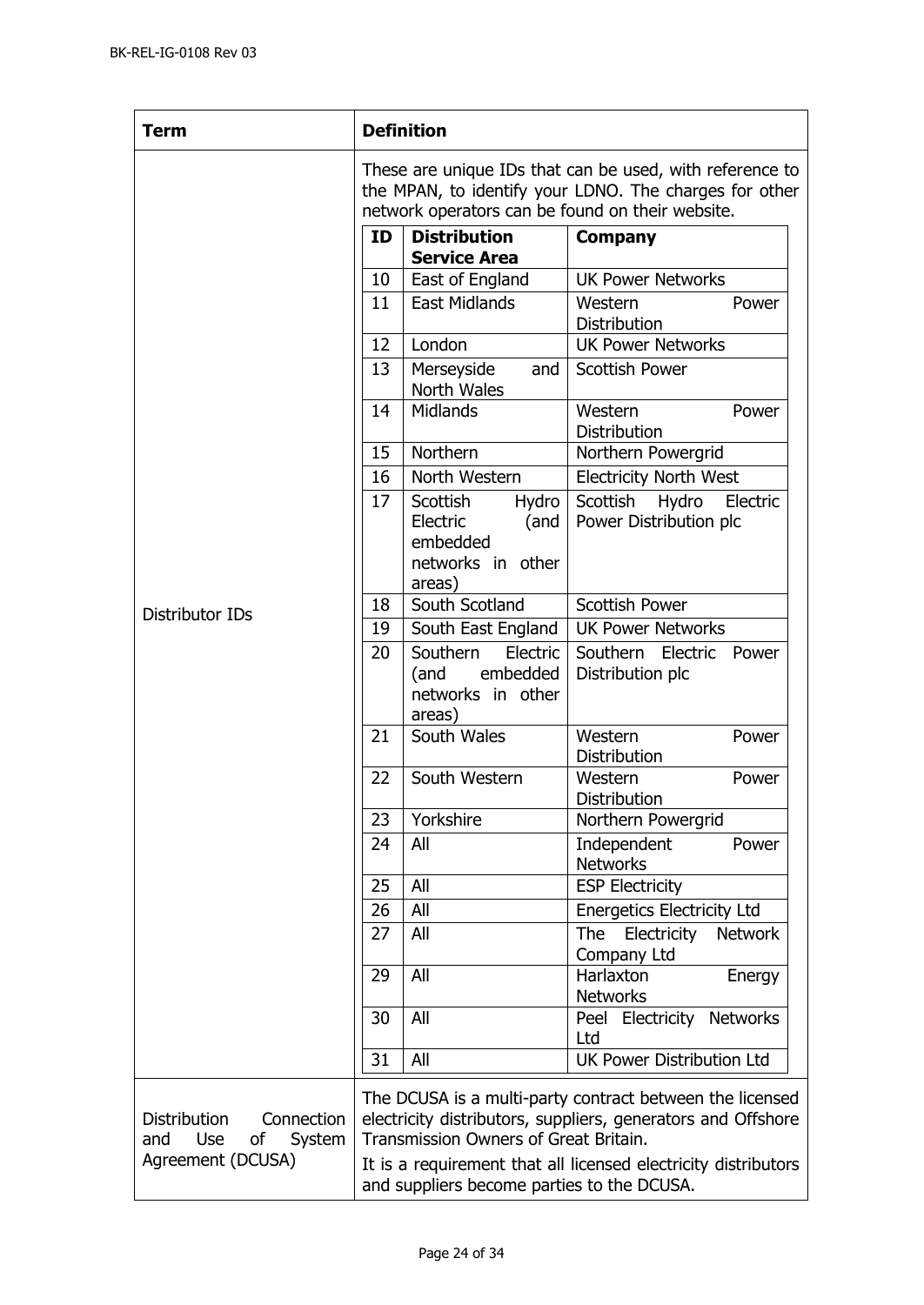| Term | Definition |
|---|---|
| Distributor IDs | These are unique IDs that can be used, with reference to the MPAN, to identify your LDNO. The charges for other network operators can be found on their website. |
| Distribution Connection and Use of System Agreement (DCUSA) | The DCUSA is a multi-party contract between the licensed electricity distributors, suppliers, generators and Offshore Transmission Owners of Great Britain. It is a requirement that all licensed electricity distributors and suppliers become parties to the DCUSA. |

**Distributor IDs**

| ID | Distribution Service Area | Company |
|---|---|---|
| 10 | East of England | UK Power Networks |
| 11 | East Midlands | Western Power Distribution |
| 12 | London | UK Power Networks |
| 13 | Merseyside and North Wales | Scottish Power |
| 14 | Midlands | Western Power Distribution |
| 15 | Northern | Northern Powergrid |
| 16 | North Western | Electricity North West |
| 17 | Scottish Hydro Electric (and embedded networks in other areas) | Scottish Hydro Electric Power Distribution plc |
| 18 | South Scotland | Scottish Power |
| 19 | South East England | UK Power Networks |
| 20 | Southern Electric (and embedded networks in other areas) | Southern Electric Power Distribution plc |
| 21 | South Wales | Western Power Distribution |
| 22 | South Western | Western Power Distribution |
| 23 | Yorkshire | Northern Powergrid |
| 24 | All | Independent Power Networks |
| 25 | All | ESP Electricity |
| 26 | All | Energetics Electricity Ltd |
| 27 | All | The Electricity Network Company Ltd |
| 29 | All | Harlaxton Energy Networks |
| 30 | All | Peel Electricity Networks Ltd |
| 31 | All | UK Power Distribution Ltd |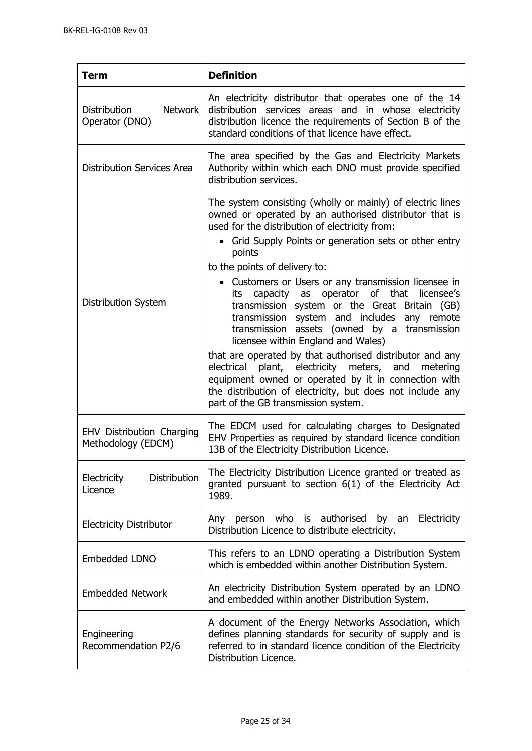| Term | Definition |
| --- | --- |
| Distribution Network Operator (DNO) | An electricity distributor that operates one of the 14 distribution services areas and in whose electricity distribution licence the requirements of Section B of the standard conditions of that licence have effect. |
| Distribution Services Area | The area specified by the Gas and Electricity Markets Authority within which each DNO must provide specified distribution services. |
| Distribution System | The system consisting (wholly or mainly) of electric lines owned or operated by an authorised distributor that is used for the distribution of electricity from:<br>• Grid Supply Points or generation sets or other entry points<br>to the points of delivery to:<br>• Customers or Users or any transmission licensee in its capacity as operator of that licensee's transmission system or the Great Britain (GB) transmission system and includes any remote transmission assets (owned by a transmission licensee within England and Wales)<br>that are operated by that authorised distributor and any electrical plant, electricity meters, and metering equipment owned or operated by it in connection with the distribution of electricity, but does not include any part of the GB transmission system. |
| EHV Distribution Charging Methodology (EDCM) | The EDCM used for calculating charges to Designated EHV Properties as required by standard licence condition 13B of the Electricity Distribution Licence. |
| Electricity Distribution Licence | The Electricity Distribution Licence granted or treated as granted pursuant to section 6(1) of the Electricity Act 1989. |
| Electricity Distributor | Any person who is authorised by an Electricity Distribution Licence to distribute electricity. |
| Embedded LDNO | This refers to an LDNO operating a Distribution System which is embedded within another Distribution System. |
| Embedded Network | An electricity Distribution System operated by an LDNO and embedded within another Distribution System. |
| Engineering Recommendation P2/6 | A document of the Energy Networks Association, which defines planning standards for security of supply and is referred to in standard licence condition of the Electricity Distribution Licence. |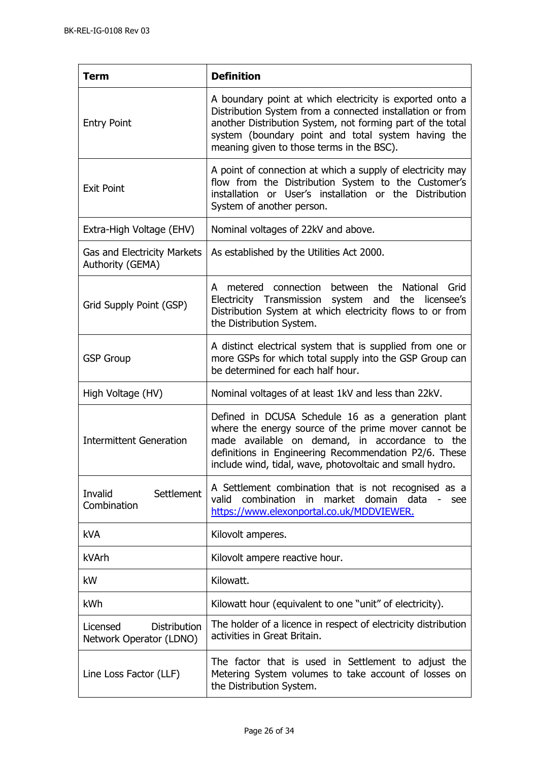| Term | Definition |
|---|---|
| Entry Point | A boundary point at which electricity is exported onto a Distribution System from a connected installation or from another Distribution System, not forming part of the total system (boundary point and total system having the meaning given to those terms in the BSC). |
| Exit Point | A point of connection at which a supply of electricity may flow from the Distribution System to the Customer's installation or User's installation or the Distribution System of another person. |
| Extra-High Voltage (EHV) | Nominal voltages of 22kV and above. |
| Gas and Electricity Markets Authority (GEMA) | As established by the Utilities Act 2000. |
| Grid Supply Point (GSP) | A metered connection between the National Grid Electricity Transmission system and the licensee's Distribution System at which electricity flows to or from the Distribution System. |
| GSP Group | A distinct electrical system that is supplied from one or more GSPs for which total supply into the GSP Group can be determined for each half hour. |
| High Voltage (HV) | Nominal voltages of at least 1kV and less than 22kV. |
| Intermittent Generation | Defined in DCUSA Schedule 16 as a generation plant where the energy source of the prime mover cannot be made available on demand, in accordance to the definitions in Engineering Recommendation P2/6. These include wind, tidal, wave, photovoltaic and small hydro. |
| Invalid Settlement Combination | A Settlement combination that is not recognised as a valid combination in market domain data - see https://www.elexonportal.co.uk/MDDVIEWER. |
| kVA | Kilovolt amperes. |
| kVArh | Kilovolt ampere reactive hour. |
| kW | Kilowatt. |
| kWh | Kilowatt hour (equivalent to one "unit" of electricity). |
| Licensed Distribution Network Operator (LDNO) | The holder of a licence in respect of electricity distribution activities in Great Britain. |
| Line Loss Factor (LLF) | The factor that is used in Settlement to adjust the Metering System volumes to take account of losses on the Distribution System. |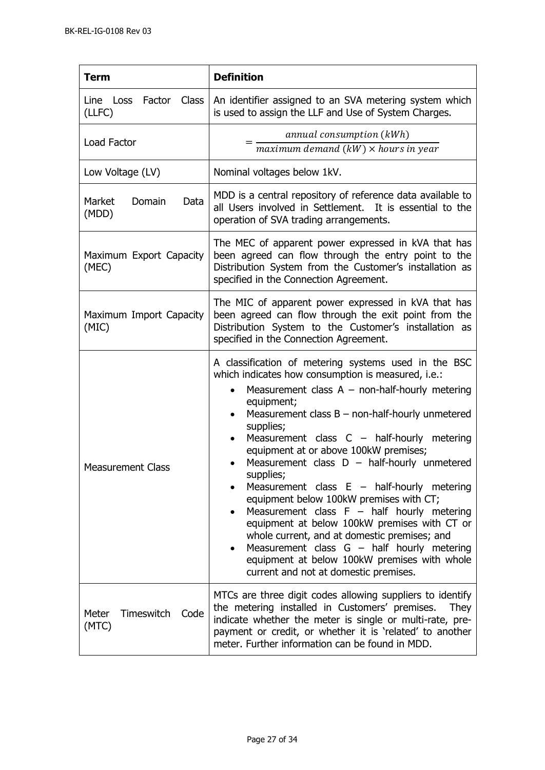| Term | Definition |
|---|---|
| Line Loss Factor Class (LLFC) | An identifier assigned to an SVA metering system which is used to assign the LLF and Use of System Charges. |
| Load Factor | $= \frac{annual\ consumption\ (kWh)}{maximum\ demand\ (kW) \times hours\ in\ year}$ |
| Low Voltage (LV) | Nominal voltages below 1kV. |
| Market Domain Data (MDD) | MDD is a central repository of reference data available to all Users involved in Settlement. It is essential to the operation of SVA trading arrangements. |
| Maximum Export Capacity (MEC) | The MEC of apparent power expressed in kVA that has been agreed can flow through the entry point to the Distribution System from the Customer's installation as specified in the Connection Agreement. |
| Maximum Import Capacity (MIC) | The MIC of apparent power expressed in kVA that has been agreed can flow through the exit point from the Distribution System to the Customer's installation as specified in the Connection Agreement. |
| Measurement Class | A classification of metering systems used in the BSC which indicates how consumption is measured, i.e.:<br>• Measurement class A – non-half-hourly metering equipment;<br>• Measurement class B – non-half-hourly unmetered supplies;<br>• Measurement class C – half-hourly metering equipment at or above 100kW premises;<br>• Measurement class D – half-hourly unmetered supplies;<br>• Measurement class E – half-hourly metering equipment below 100kW premises with CT;<br>• Measurement class F – half hourly metering equipment at below 100kW premises with CT or whole current, and at domestic premises; and<br>• Measurement class G – half hourly metering equipment at below 100kW premises with whole current and not at domestic premises. |
| Meter Timeswitch Code (MTC) | MTCs are three digit codes allowing suppliers to identify the metering installed in Customers' premises. They indicate whether the meter is single or multi-rate, pre-payment or credit, or whether it is 'related' to another meter. Further information can be found in MDD. |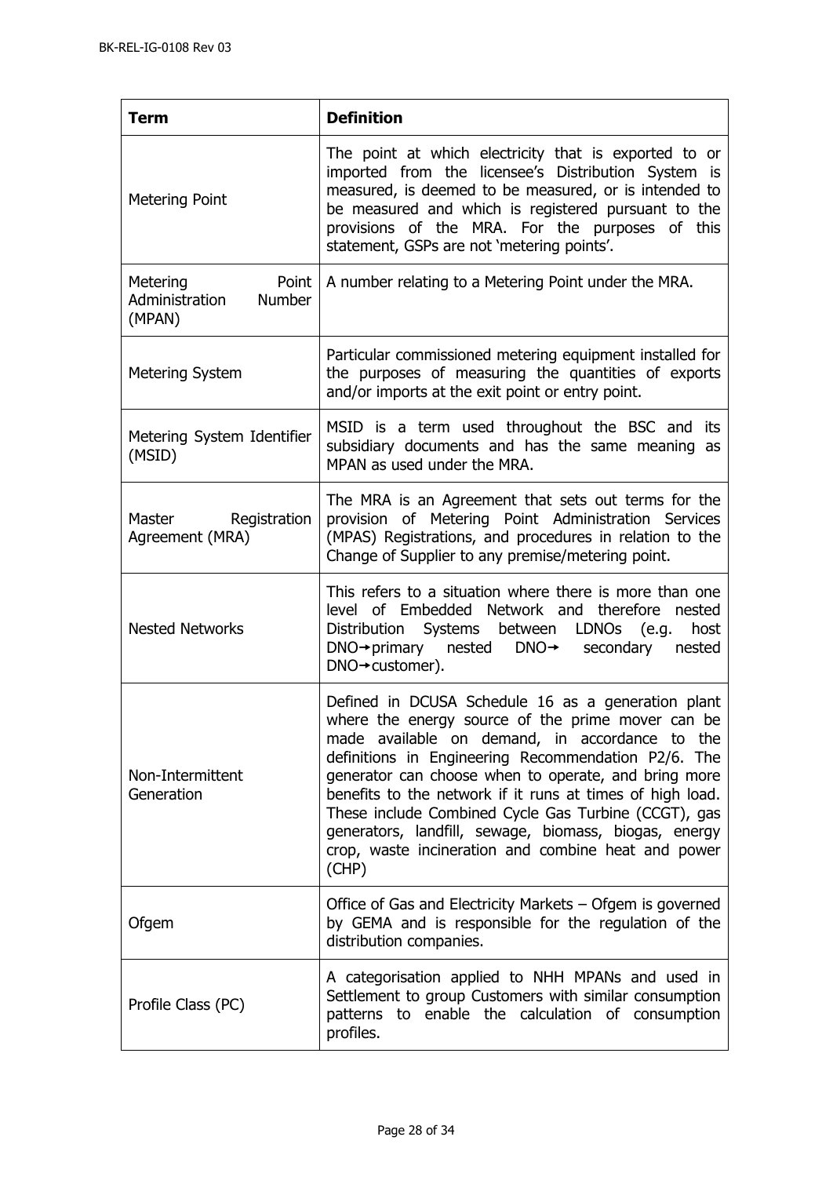| Term | Definition |
| --- | --- |
| Metering Point | The point at which electricity that is exported to or imported from the licensee's Distribution System is measured, is deemed to be measured, or is intended to be measured and which is registered pursuant to the provisions of the MRA. For the purposes of this statement, GSPs are not 'metering points'. |
| Metering Point Administration Number (MPAN) | A number relating to a Metering Point under the MRA. |
| Metering System | Particular commissioned metering equipment installed for the purposes of measuring the quantities of exports and/or imports at the exit point or entry point. |
| Metering System Identifier (MSID) | MSID is a term used throughout the BSC and its subsidiary documents and has the same meaning as MPAN as used under the MRA. |
| Master Registration Agreement (MRA) | The MRA is an Agreement that sets out terms for the provision of Metering Point Administration Services (MPAS) Registrations, and procedures in relation to the Change of Supplier to any premise/metering point. |
| Nested Networks | This refers to a situation where there is more than one level of Embedded Network and therefore nested Distribution Systems between LDNOs (e.g. host DNO→primary nested DNO→ secondary nested DNO→customer). |
| Non-Intermittent Generation | Defined in DCUSA Schedule 16 as a generation plant where the energy source of the prime mover can be made available on demand, in accordance to the definitions in Engineering Recommendation P2/6. The generator can choose when to operate, and bring more benefits to the network if it runs at times of high load. These include Combined Cycle Gas Turbine (CCGT), gas generators, landfill, sewage, biomass, biogas, energy crop, waste incineration and combine heat and power (CHP) |
| Ofgem | Office of Gas and Electricity Markets – Ofgem is governed by GEMA and is responsible for the regulation of the distribution companies. |
| Profile Class (PC) | A categorisation applied to NHH MPANs and used in Settlement to group Customers with similar consumption patterns to enable the calculation of consumption profiles. |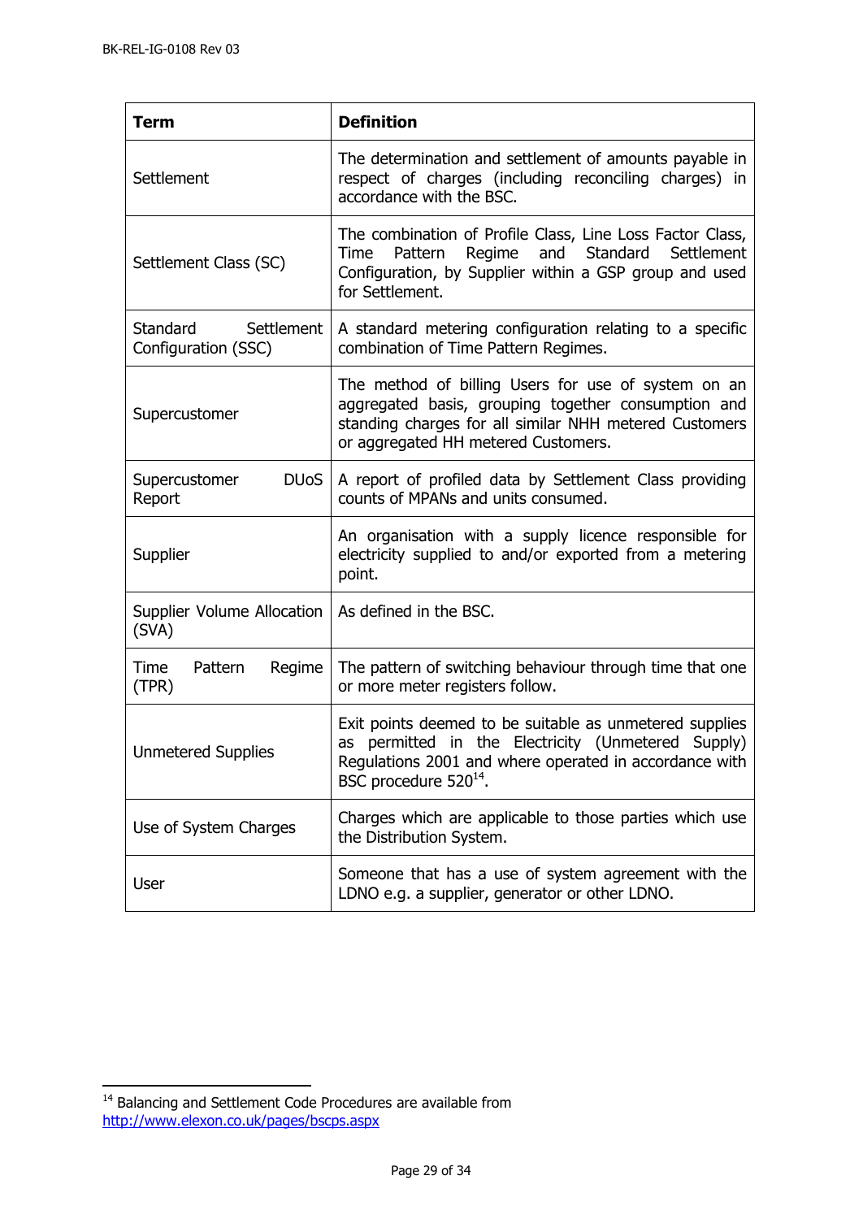| Term | Definition |
|---|---|
| Settlement | The determination and settlement of amounts payable in respect of charges (including reconciling charges) in accordance with the BSC. |
| Settlement Class (SC) | The combination of Profile Class, Line Loss Factor Class, Time Pattern Regime and Standard Settlement Configuration, by Supplier within a GSP group and used for Settlement. |
| Standard Settlement Configuration (SSC) | A standard metering configuration relating to a specific combination of Time Pattern Regimes. |
| Supercustomer | The method of billing Users for use of system on an aggregated basis, grouping together consumption and standing charges for all similar NHH metered Customers or aggregated HH metered Customers. |
| Supercustomer DUoS Report | A report of profiled data by Settlement Class providing counts of MPANs and units consumed. |
| Supplier | An organisation with a supply licence responsible for electricity supplied to and/or exported from a metering point. |
| Supplier Volume Allocation (SVA) | As defined in the BSC. |
| Time Pattern Regime (TPR) | The pattern of switching behaviour through time that one or more meter registers follow. |
| Unmetered Supplies | Exit points deemed to be suitable as unmetered supplies as permitted in the Electricity (Unmetered Supply) Regulations 2001 and where operated in accordance with BSC procedure 520[14]. |
| Use of System Charges | Charges which are applicable to those parties which use the Distribution System. |
| User | Someone that has a use of system agreement with the LDNO e.g. a supplier, generator or other LDNO. |

[14] Balancing and Settlement Code Procedures are available from http://www.elexon.co.uk/pages/bscps.aspx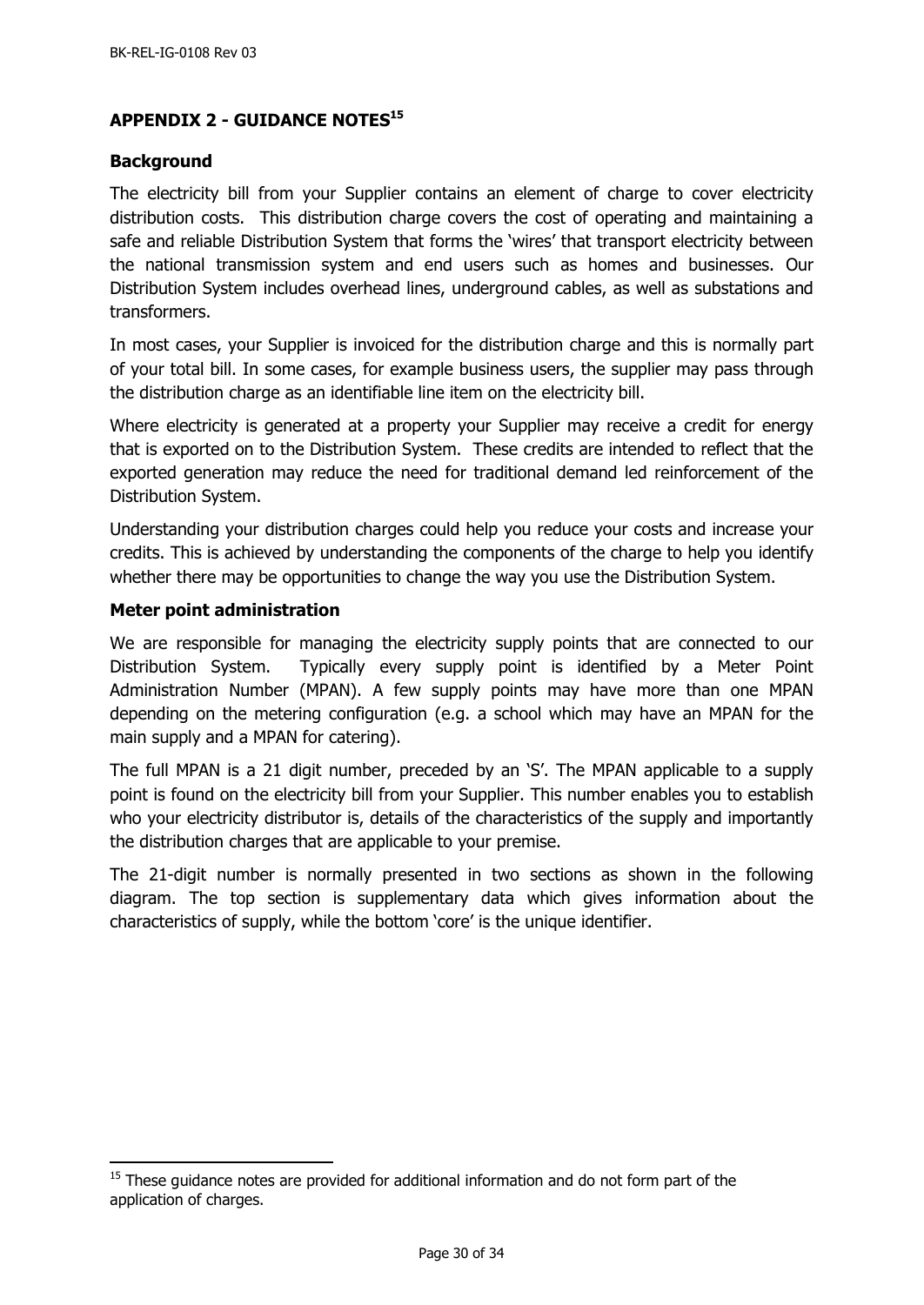## APPENDIX 2 - GUIDANCE NOTES[15]

### Background

The electricity bill from your Supplier contains an element of charge to cover electricity distribution costs. This distribution charge covers the cost of operating and maintaining a safe and reliable Distribution System that forms the 'wires' that transport electricity between the national transmission system and end users such as homes and businesses. Our Distribution System includes overhead lines, underground cables, as well as substations and transformers.

In most cases, your Supplier is invoiced for the distribution charge and this is normally part of your total bill. In some cases, for example business users, the supplier may pass through the distribution charge as an identifiable line item on the electricity bill.

Where electricity is generated at a property your Supplier may receive a credit for energy that is exported on to the Distribution System. These credits are intended to reflect that the exported generation may reduce the need for traditional demand led reinforcement of the Distribution System.

Understanding your distribution charges could help you reduce your costs and increase your credits. This is achieved by understanding the components of the charge to help you identify whether there may be opportunities to change the way you use the Distribution System.

### Meter point administration

We are responsible for managing the electricity supply points that are connected to our Distribution System. Typically every supply point is identified by a Meter Point Administration Number (MPAN). A few supply points may have more than one MPAN depending on the metering configuration (e.g. a school which may have an MPAN for the main supply and a MPAN for catering).

The full MPAN is a 21 digit number, preceded by an 'S'. The MPAN applicable to a supply point is found on the electricity bill from your Supplier. This number enables you to establish who your electricity distributor is, details of the characteristics of the supply and importantly the distribution charges that are applicable to your premise.

The 21-digit number is normally presented in two sections as shown in the following diagram. The top section is supplementary data which gives information about the characteristics of supply, while the bottom 'core' is the unique identifier.

[15] These guidance notes are provided for additional information and do not form part of the application of charges.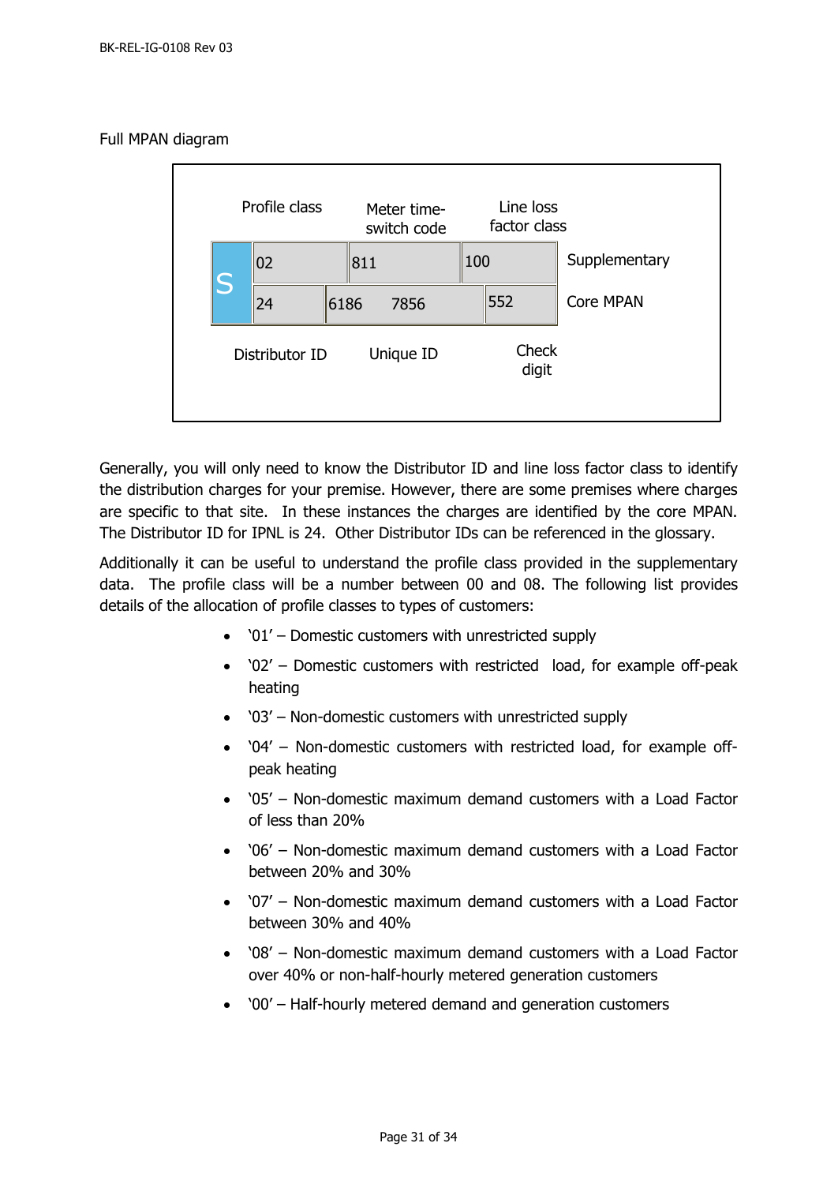Full MPAN diagram

| | Profile class | Meter time-switch code | Line loss factor class | |
|---|---|---|---|---|
| S | 02 | 811 | 100 | Supplementary |
| | 24 | 6186 7856 | 552 | Core MPAN |
| | Distributor ID | Unique ID | Check digit | |

Generally, you will only need to know the Distributor ID and line loss factor class to identify the distribution charges for your premise. However, there are some premises where charges are specific to that site. In these instances the charges are identified by the core MPAN. The Distributor ID for IPNL is 24. Other Distributor IDs can be referenced in the glossary.

Additionally it can be useful to understand the profile class provided in the supplementary data. The profile class will be a number between 00 and 08. The following list provides details of the allocation of profile classes to types of customers:

- '01' – Domestic customers with unrestricted supply
- '02' – Domestic customers with restricted load, for example off-peak heating
- '03' – Non-domestic customers with unrestricted supply
- '04' – Non-domestic customers with restricted load, for example off-peak heating
- '05' – Non-domestic maximum demand customers with a Load Factor of less than 20%
- '06' – Non-domestic maximum demand customers with a Load Factor between 20% and 30%
- '07' – Non-domestic maximum demand customers with a Load Factor between 30% and 40%
- '08' – Non-domestic maximum demand customers with a Load Factor over 40% or non-half-hourly metered generation customers
- '00' – Half-hourly metered demand and generation customers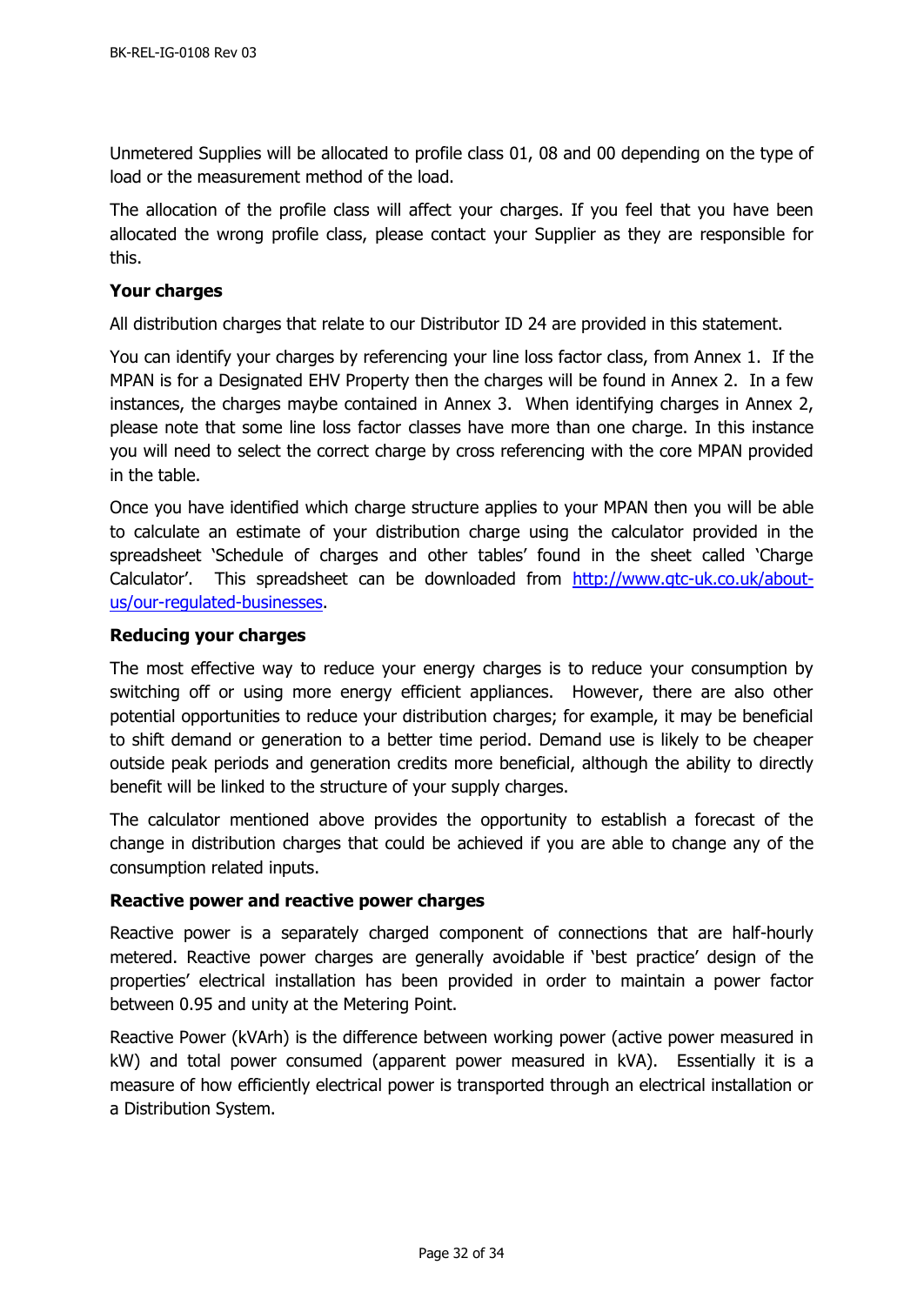Unmetered Supplies will be allocated to profile class 01, 08 and 00 depending on the type of load or the measurement method of the load.

The allocation of the profile class will affect your charges. If you feel that you have been allocated the wrong profile class, please contact your Supplier as they are responsible for this.

**Your charges**

All distribution charges that relate to our Distributor ID 24 are provided in this statement.

You can identify your charges by referencing your line loss factor class, from Annex 1. If the MPAN is for a Designated EHV Property then the charges will be found in Annex 2. In a few instances, the charges maybe contained in Annex 3. When identifying charges in Annex 2, please note that some line loss factor classes have more than one charge. In this instance you will need to select the correct charge by cross referencing with the core MPAN provided in the table.

Once you have identified which charge structure applies to your MPAN then you will be able to calculate an estimate of your distribution charge using the calculator provided in the spreadsheet 'Schedule of charges and other tables' found in the sheet called 'Charge Calculator'. This spreadsheet can be downloaded from [http://www.gtc-uk.co.uk/about-us/our-regulated-businesses](http://www.gtc-uk.co.uk/about-us/our-regulated-businesses).

**Reducing your charges**

The most effective way to reduce your energy charges is to reduce your consumption by switching off or using more energy efficient appliances. However, there are also other potential opportunities to reduce your distribution charges; for example, it may be beneficial to shift demand or generation to a better time period. Demand use is likely to be cheaper outside peak periods and generation credits more beneficial, although the ability to directly benefit will be linked to the structure of your supply charges.

The calculator mentioned above provides the opportunity to establish a forecast of the change in distribution charges that could be achieved if you are able to change any of the consumption related inputs.

**Reactive power and reactive power charges**

Reactive power is a separately charged component of connections that are half-hourly metered. Reactive power charges are generally avoidable if 'best practice' design of the properties' electrical installation has been provided in order to maintain a power factor between 0.95 and unity at the Metering Point.

Reactive Power (kVArh) is the difference between working power (active power measured in kW) and total power consumed (apparent power measured in kVA). Essentially it is a measure of how efficiently electrical power is transported through an electrical installation or a Distribution System.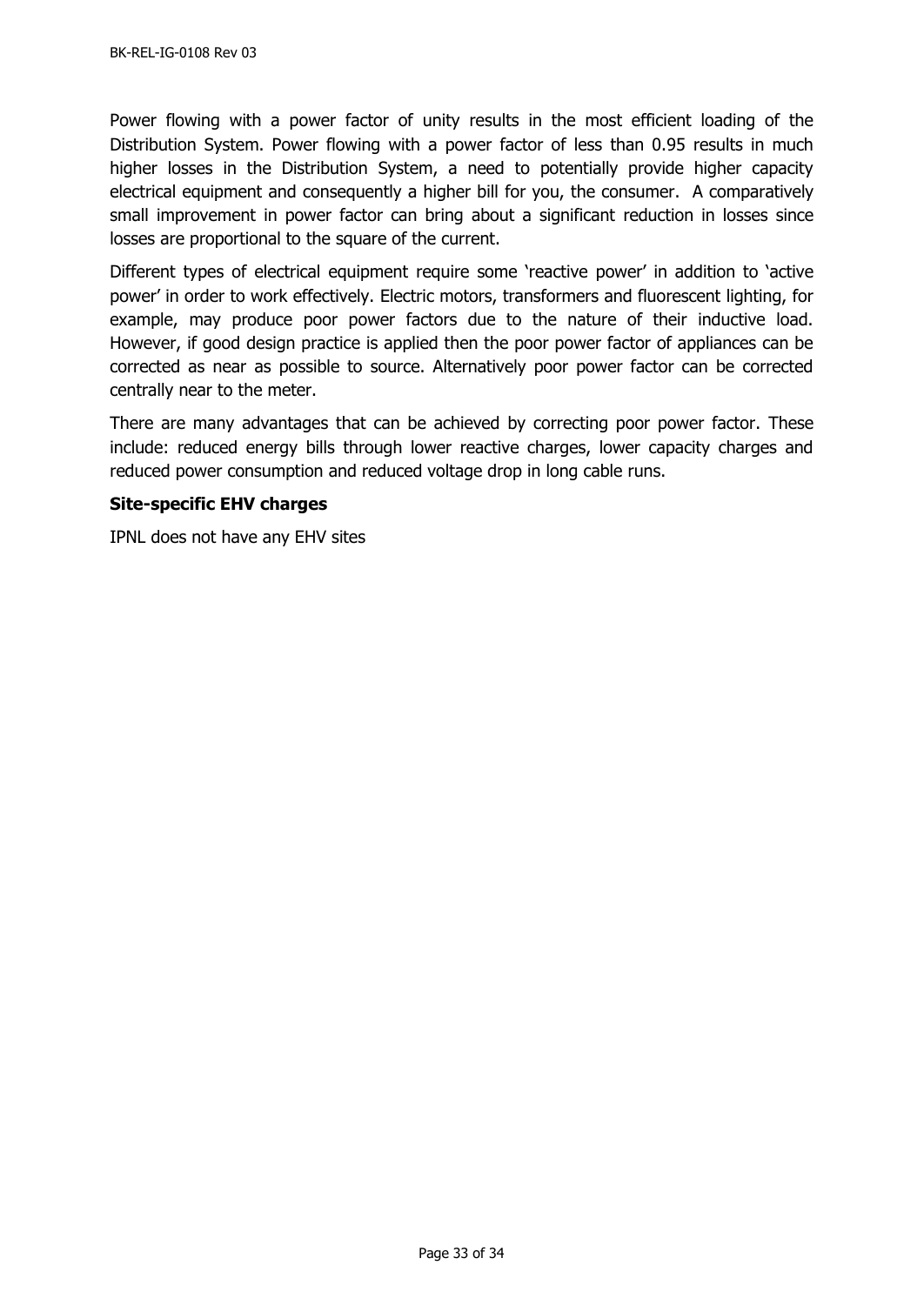Power flowing with a power factor of unity results in the most efficient loading of the Distribution System. Power flowing with a power factor of less than 0.95 results in much higher losses in the Distribution System, a need to potentially provide higher capacity electrical equipment and consequently a higher bill for you, the consumer.  A comparatively small improvement in power factor can bring about a significant reduction in losses since losses are proportional to the square of the current.

Different types of electrical equipment require some 'reactive power' in addition to 'active power' in order to work effectively. Electric motors, transformers and fluorescent lighting, for example, may produce poor power factors due to the nature of their inductive load. However, if good design practice is applied then the poor power factor of appliances can be corrected as near as possible to source. Alternatively poor power factor can be corrected centrally near to the meter.

There are many advantages that can be achieved by correcting poor power factor. These include: reduced energy bills through lower reactive charges, lower capacity charges and reduced power consumption and reduced voltage drop in long cable runs.

**Site-specific EHV charges**

IPNL does not have any EHV sites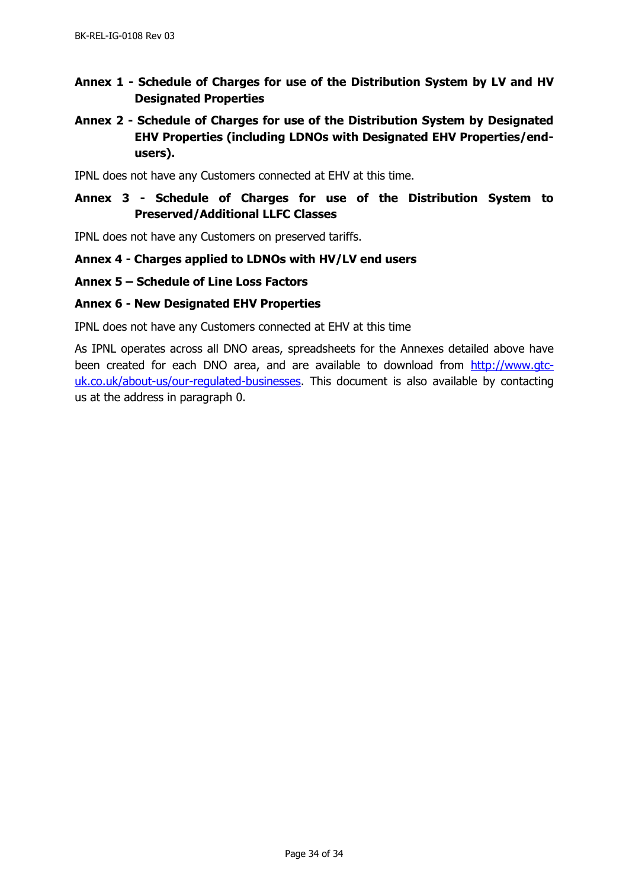## Annex 1 - Schedule of Charges for use of the Distribution System by LV and HV Designated Properties

## Annex 2 - Schedule of Charges for use of the Distribution System by Designated EHV Properties (including LDNOs with Designated EHV Properties/end-users).

IPNL does not have any Customers connected at EHV at this time.

## Annex 3 - Schedule of Charges for use of the Distribution System to Preserved/Additional LLFC Classes

IPNL does not have any Customers on preserved tariffs.

## Annex 4 - Charges applied to LDNOs with HV/LV end users

## Annex 5 – Schedule of Line Loss Factors

## Annex 6 - New Designated EHV Properties

IPNL does not have any Customers connected at EHV at this time

As IPNL operates across all DNO areas, spreadsheets for the Annexes detailed above have been created for each DNO area, and are available to download from http://www.gtc-uk.co.uk/about-us/our-regulated-businesses. This document is also available by contacting us at the address in paragraph 0.